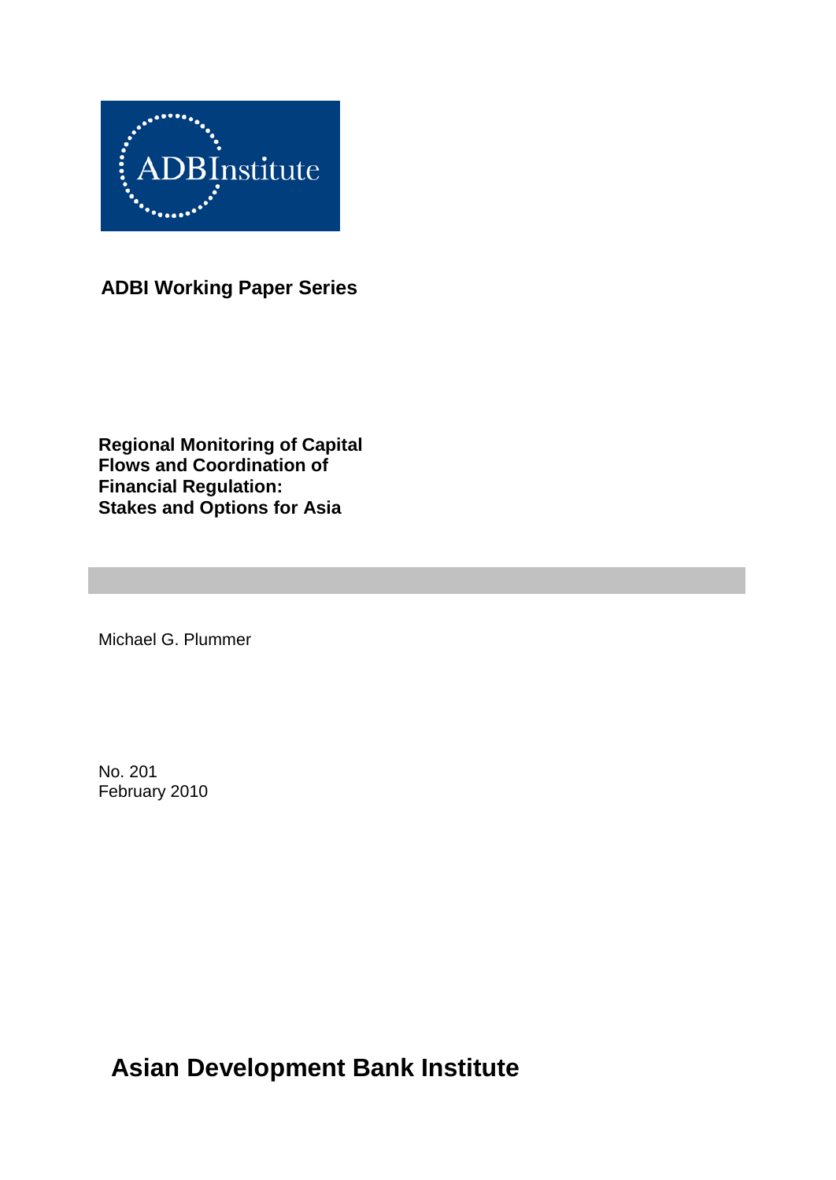ADBInstitute

**ADBI Working Paper Series**

# Regional Monitoring of Capital Flows and Coordination of Financial Regulation: Stakes and Options for Asia

Michael G. Plummer

No. 201
February 2010

**Asian Development Bank Institute**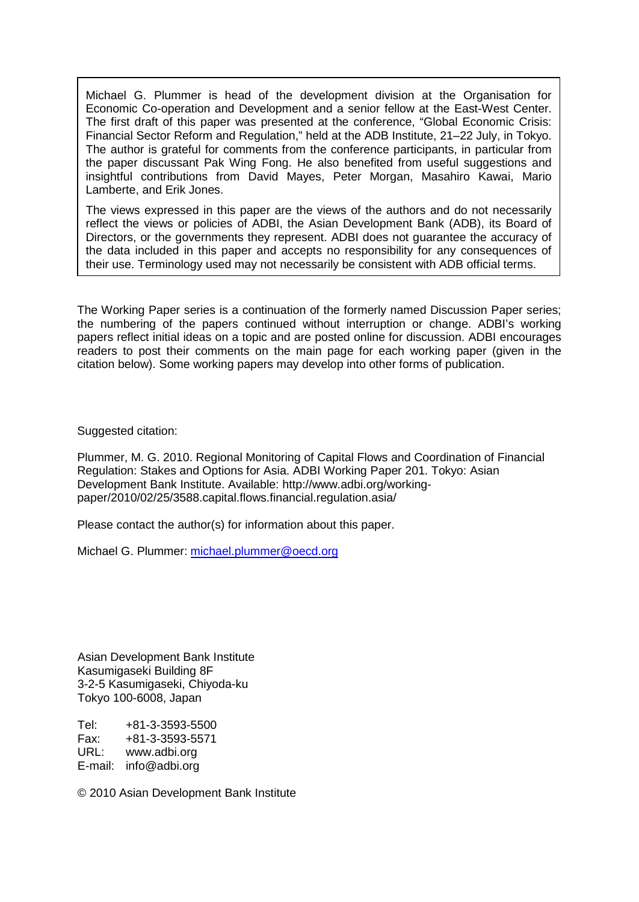Michael G. Plummer is head of the development division at the Organisation for Economic Co-operation and Development and a senior fellow at the East-West Center. The first draft of this paper was presented at the conference, "Global Economic Crisis: Financial Sector Reform and Regulation," held at the ADB Institute, 21–22 July, in Tokyo. The author is grateful for comments from the conference participants, in particular from the paper discussant Pak Wing Fong. He also benefited from useful suggestions and insightful contributions from David Mayes, Peter Morgan, Masahiro Kawai, Mario Lamberte, and Erik Jones.

The views expressed in this paper are the views of the authors and do not necessarily reflect the views or policies of ADBI, the Asian Development Bank (ADB), its Board of Directors, or the governments they represent. ADBI does not guarantee the accuracy of the data included in this paper and accepts no responsibility for any consequences of their use. Terminology used may not necessarily be consistent with ADB official terms.

The Working Paper series is a continuation of the formerly named Discussion Paper series; the numbering of the papers continued without interruption or change. ADBI's working papers reflect initial ideas on a topic and are posted online for discussion. ADBI encourages readers to post their comments on the main page for each working paper (given in the citation below). Some working papers may develop into other forms of publication.

Suggested citation:

Plummer, M. G. 2010. Regional Monitoring of Capital Flows and Coordination of Financial Regulation: Stakes and Options for Asia. ADBI Working Paper 201. Tokyo: Asian Development Bank Institute. Available: http://www.adbi.org/working-paper/2010/02/25/3588.capital.flows.financial.regulation.asia/

Please contact the author(s) for information about this paper.

Michael G. Plummer: michael.plummer@oecd.org

Asian Development Bank Institute
Kasumigaseki Building 8F
3-2-5 Kasumigaseki, Chiyoda-ku
Tokyo 100-6008, Japan

Tel: +81-3-3593-5500
Fax: +81-3-3593-5571
URL: www.adbi.org
E-mail: info@adbi.org

© 2010 Asian Development Bank Institute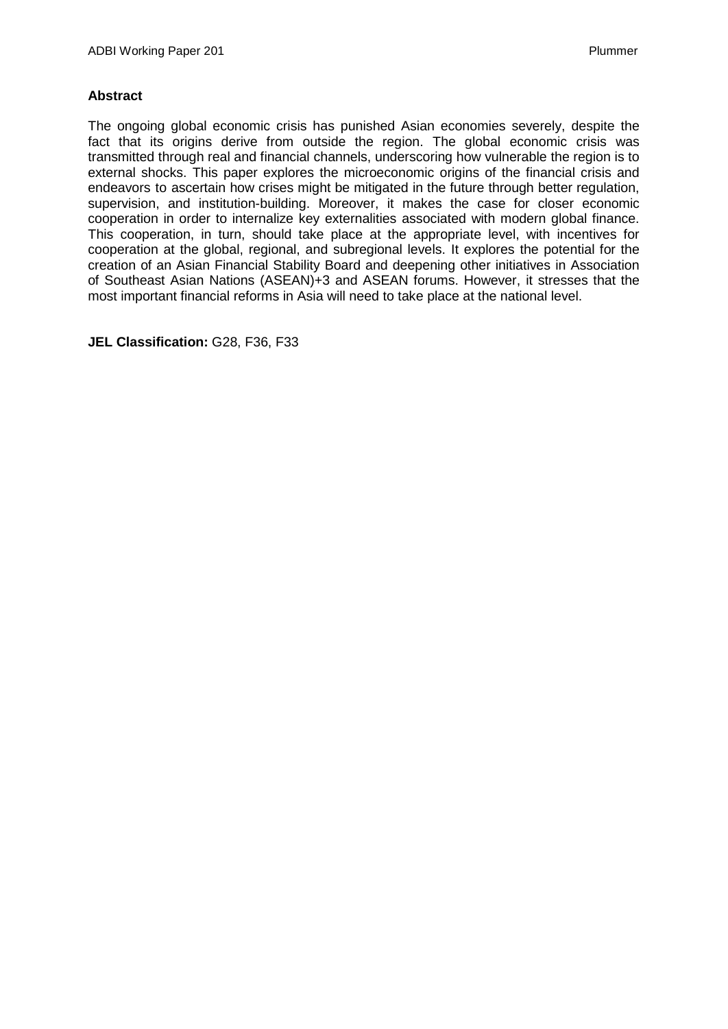**Abstract**

The ongoing global economic crisis has punished Asian economies severely, despite the fact that its origins derive from outside the region. The global economic crisis was transmitted through real and financial channels, underscoring how vulnerable the region is to external shocks. This paper explores the microeconomic origins of the financial crisis and endeavors to ascertain how crises might be mitigated in the future through better regulation, supervision, and institution-building. Moreover, it makes the case for closer economic cooperation in order to internalize key externalities associated with modern global finance. This cooperation, in turn, should take place at the appropriate level, with incentives for cooperation at the global, regional, and subregional levels. It explores the potential for the creation of an Asian Financial Stability Board and deepening other initiatives in Association of Southeast Asian Nations (ASEAN)+3 and ASEAN forums. However, it stresses that the most important financial reforms in Asia will need to take place at the national level.

**JEL Classification:** G28, F36, F33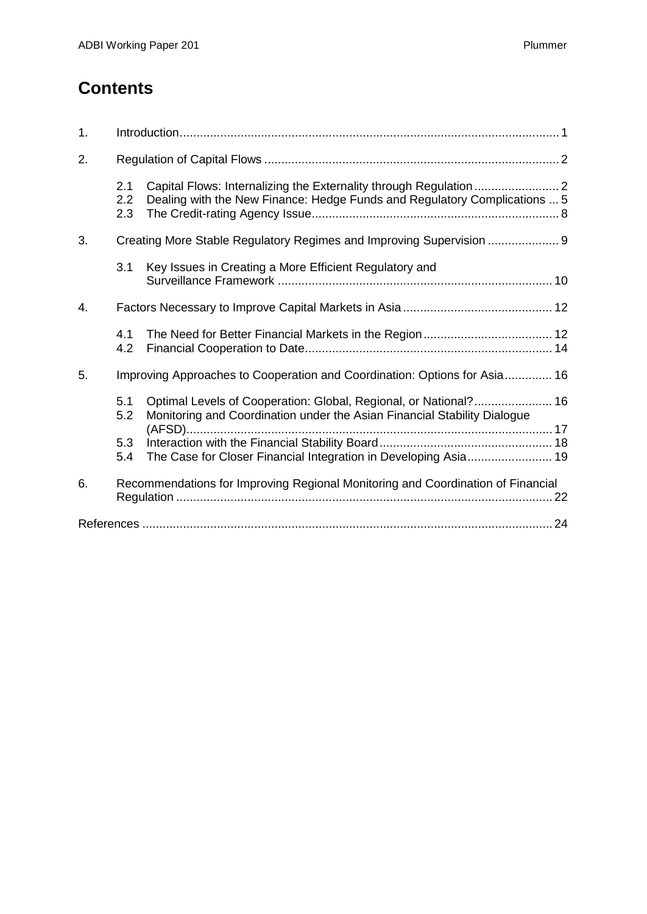# Contents

1. Introduction ........................................................................................................ 1

2. Regulation of Capital Flows ........................................................................ 2

   2.1 Capital Flows: Internalizing the Externality through Regulation ......................... 2
   2.2 Dealing with the New Finance: Hedge Funds and Regulatory Complications ... 5
   2.3 The Credit-rating Agency Issue ......................................................................... 8

3. Creating More Stable Regulatory Regimes and Improving Supervision ..................... 9

   3.1 Key Issues in Creating a More Efficient Regulatory and Surveillance Framework ................................................................................. 10

4. Factors Necessary to Improve Capital Markets in Asia ............................................ 12

   4.1 The Need for Better Financial Markets in the Region ...................................... 12
   4.2 Financial Cooperation to Date ......................................................................... 14

5. Improving Approaches to Cooperation and Coordination: Options for Asia .............. 16

   5.1 Optimal Levels of Cooperation: Global, Regional, or National? ....................... 16
   5.2 Monitoring and Coordination under the Asian Financial Stability Dialogue (AFSD) ............................................................................................ 17
   5.3 Interaction with the Financial Stability Board ................................................... 18
   5.4 The Case for Closer Financial Integration in Developing Asia ......................... 19

6. Recommendations for Improving Regional Monitoring and Coordination of Financial Regulation ................................................................................................ 22

References ......................................................................................................... 24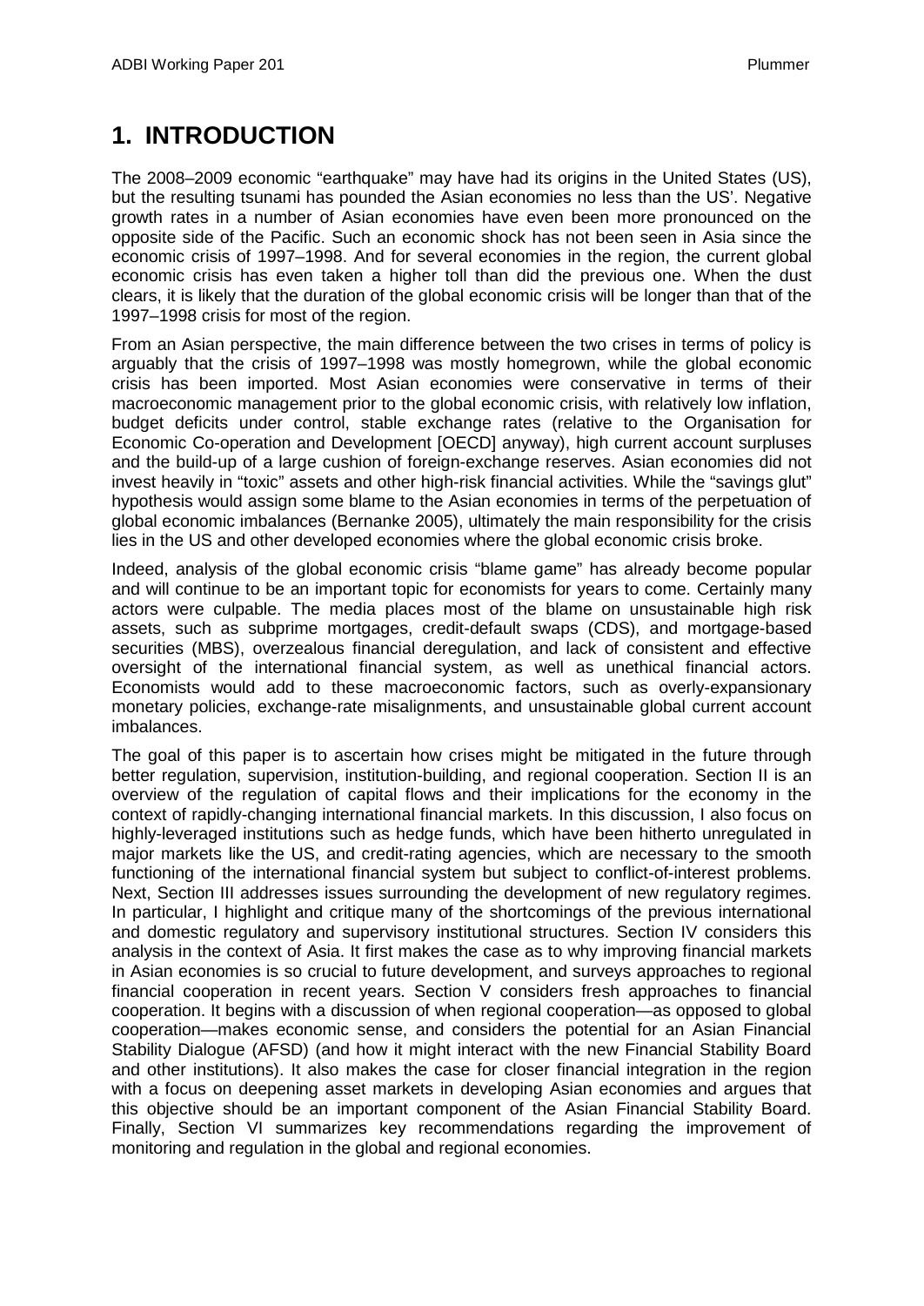# 1. INTRODUCTION

The 2008–2009 economic "earthquake" may have had its origins in the United States (US), but the resulting tsunami has pounded the Asian economies no less than the US'. Negative growth rates in a number of Asian economies have even been more pronounced on the opposite side of the Pacific. Such an economic shock has not been seen in Asia since the economic crisis of 1997–1998. And for several economies in the region, the current global economic crisis has even taken a higher toll than did the previous one. When the dust clears, it is likely that the duration of the global economic crisis will be longer than that of the 1997–1998 crisis for most of the region.

From an Asian perspective, the main difference between the two crises in terms of policy is arguably that the crisis of 1997–1998 was mostly homegrown, while the global economic crisis has been imported. Most Asian economies were conservative in terms of their macroeconomic management prior to the global economic crisis, with relatively low inflation, budget deficits under control, stable exchange rates (relative to the Organisation for Economic Co-operation and Development [OECD] anyway), high current account surpluses and the build-up of a large cushion of foreign-exchange reserves. Asian economies did not invest heavily in "toxic" assets and other high-risk financial activities. While the "savings glut" hypothesis would assign some blame to the Asian economies in terms of the perpetuation of global economic imbalances (Bernanke 2005), ultimately the main responsibility for the crisis lies in the US and other developed economies where the global economic crisis broke.

Indeed, analysis of the global economic crisis "blame game" has already become popular and will continue to be an important topic for economists for years to come. Certainly many actors were culpable. The media places most of the blame on unsustainable high risk assets, such as subprime mortgages, credit-default swaps (CDS), and mortgage-based securities (MBS), overzealous financial deregulation, and lack of consistent and effective oversight of the international financial system, as well as unethical financial actors. Economists would add to these macroeconomic factors, such as overly-expansionary monetary policies, exchange-rate misalignments, and unsustainable global current account imbalances.

The goal of this paper is to ascertain how crises might be mitigated in the future through better regulation, supervision, institution-building, and regional cooperation. Section II is an overview of the regulation of capital flows and their implications for the economy in the context of rapidly-changing international financial markets. In this discussion, I also focus on highly-leveraged institutions such as hedge funds, which have been hitherto unregulated in major markets like the US, and credit-rating agencies, which are necessary to the smooth functioning of the international financial system but subject to conflict-of-interest problems. Next, Section III addresses issues surrounding the development of new regulatory regimes. In particular, I highlight and critique many of the shortcomings of the previous international and domestic regulatory and supervisory institutional structures. Section IV considers this analysis in the context of Asia. It first makes the case as to why improving financial markets in Asian economies is so crucial to future development, and surveys approaches to regional financial cooperation in recent years. Section V considers fresh approaches to financial cooperation. It begins with a discussion of when regional cooperation—as opposed to global cooperation—makes economic sense, and considers the potential for an Asian Financial Stability Dialogue (AFSD) (and how it might interact with the new Financial Stability Board and other institutions). It also makes the case for closer financial integration in the region with a focus on deepening asset markets in developing Asian economies and argues that this objective should be an important component of the Asian Financial Stability Board. Finally, Section VI summarizes key recommendations regarding the improvement of monitoring and regulation in the global and regional economies.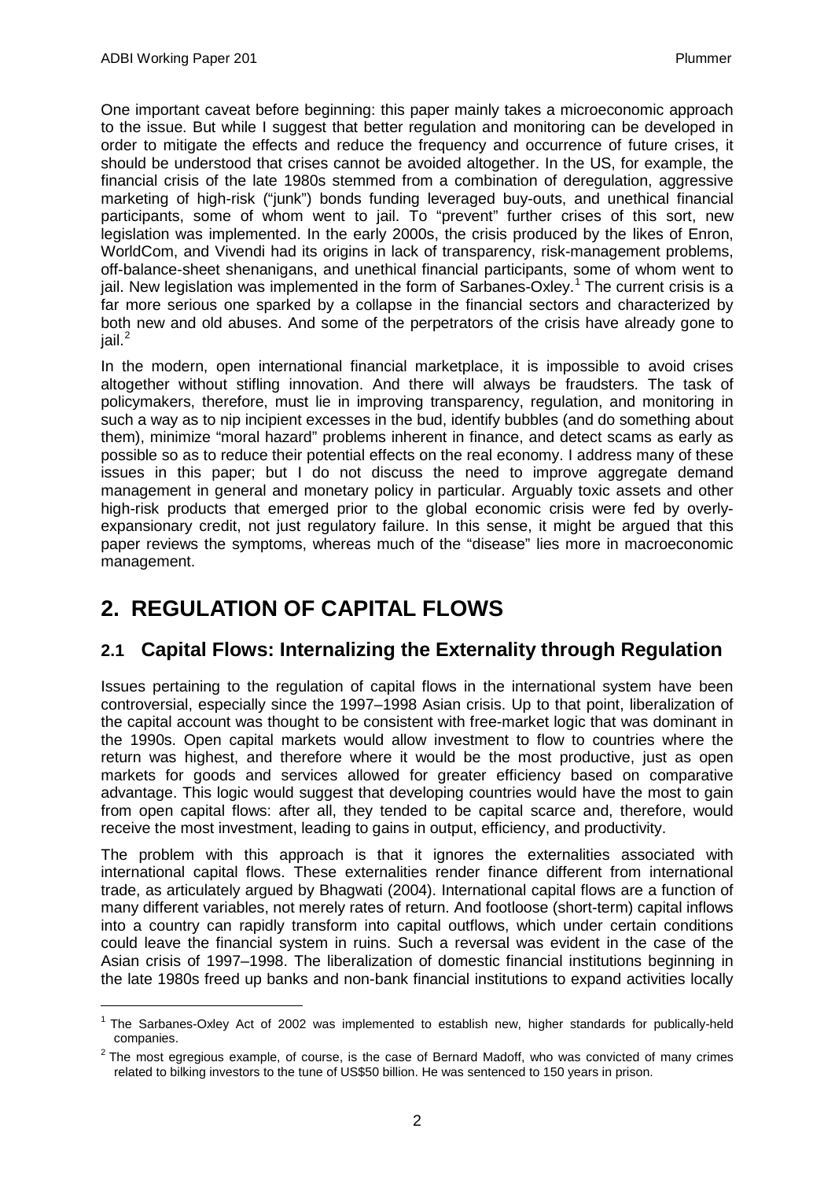One important caveat before beginning: this paper mainly takes a microeconomic approach to the issue. But while I suggest that better regulation and monitoring can be developed in order to mitigate the effects and reduce the frequency and occurrence of future crises, it should be understood that crises cannot be avoided altogether. In the US, for example, the financial crisis of the late 1980s stemmed from a combination of deregulation, aggressive marketing of high-risk ("junk") bonds funding leveraged buy-outs, and unethical financial participants, some of whom went to jail. To "prevent" further crises of this sort, new legislation was implemented. In the early 2000s, the crisis produced by the likes of Enron, WorldCom, and Vivendi had its origins in lack of transparency, risk-management problems, off-balance-sheet shenanigans, and unethical financial participants, some of whom went to jail. New legislation was implemented in the form of Sarbanes-Oxley.[1] The current crisis is a far more serious one sparked by a collapse in the financial sectors and characterized by both new and old abuses. And some of the perpetrators of the crisis have already gone to jail.[2]

In the modern, open international financial marketplace, it is impossible to avoid crises altogether without stifling innovation. And there will always be fraudsters. The task of policymakers, therefore, must lie in improving transparency, regulation, and monitoring in such a way as to nip incipient excesses in the bud, identify bubbles (and do something about them), minimize "moral hazard" problems inherent in finance, and detect scams as early as possible so as to reduce their potential effects on the real economy. I address many of these issues in this paper; but I do not discuss the need to improve aggregate demand management in general and monetary policy in particular. Arguably toxic assets and other high-risk products that emerged prior to the global economic crisis were fed by overly-expansionary credit, not just regulatory failure. In this sense, it might be argued that this paper reviews the symptoms, whereas much of the "disease" lies more in macroeconomic management.

# 2. REGULATION OF CAPITAL FLOWS

## 2.1 Capital Flows: Internalizing the Externality through Regulation

Issues pertaining to the regulation of capital flows in the international system have been controversial, especially since the 1997–1998 Asian crisis. Up to that point, liberalization of the capital account was thought to be consistent with free-market logic that was dominant in the 1990s. Open capital markets would allow investment to flow to countries where the return was highest, and therefore where it would be the most productive, just as open markets for goods and services allowed for greater efficiency based on comparative advantage. This logic would suggest that developing countries would have the most to gain from open capital flows: after all, they tended to be capital scarce and, therefore, would receive the most investment, leading to gains in output, efficiency, and productivity.

The problem with this approach is that it ignores the externalities associated with international capital flows. These externalities render finance different from international trade, as articulately argued by Bhagwati (2004). International capital flows are a function of many different variables, not merely rates of return. And footloose (short-term) capital inflows into a country can rapidly transform into capital outflows, which under certain conditions could leave the financial system in ruins. Such a reversal was evident in the case of the Asian crisis of 1997–1998. The liberalization of domestic financial institutions beginning in the late 1980s freed up banks and non-bank financial institutions to expand activities locally

[1] The Sarbanes-Oxley Act of 2002 was implemented to establish new, higher standards for publically-held companies.

[2] The most egregious example, of course, is the case of Bernard Madoff, who was convicted of many crimes related to bilking investors to the tune of US$50 billion. He was sentenced to 150 years in prison.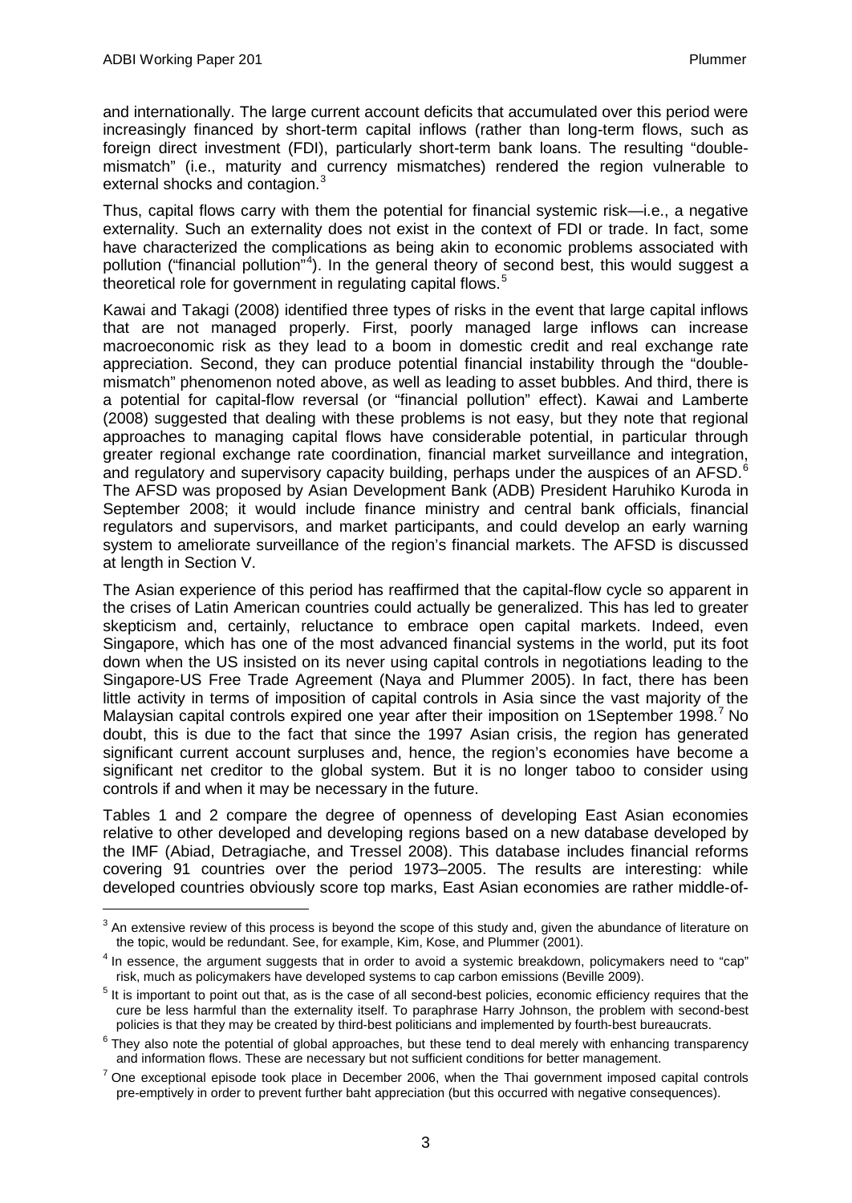and internationally. The large current account deficits that accumulated over this period were increasingly financed by short-term capital inflows (rather than long-term flows, such as foreign direct investment (FDI), particularly short-term bank loans. The resulting "double-mismatch" (i.e., maturity and currency mismatches) rendered the region vulnerable to external shocks and contagion.[3]

Thus, capital flows carry with them the potential for financial systemic risk—i.e., a negative externality. Such an externality does not exist in the context of FDI or trade. In fact, some have characterized the complications as being akin to economic problems associated with pollution ("financial pollution"[4]). In the general theory of second best, this would suggest a theoretical role for government in regulating capital flows.[5]

Kawai and Takagi (2008) identified three types of risks in the event that large capital inflows that are not managed properly. First, poorly managed large inflows can increase macroeconomic risk as they lead to a boom in domestic credit and real exchange rate appreciation. Second, they can produce potential financial instability through the "double-mismatch" phenomenon noted above, as well as leading to asset bubbles. And third, there is a potential for capital-flow reversal (or "financial pollution" effect). Kawai and Lamberte (2008) suggested that dealing with these problems is not easy, but they note that regional approaches to managing capital flows have considerable potential, in particular through greater regional exchange rate coordination, financial market surveillance and integration, and regulatory and supervisory capacity building, perhaps under the auspices of an AFSD.[6] The AFSD was proposed by Asian Development Bank (ADB) President Haruhiko Kuroda in September 2008; it would include finance ministry and central bank officials, financial regulators and supervisors, and market participants, and could develop an early warning system to ameliorate surveillance of the region's financial markets. The AFSD is discussed at length in Section V.

The Asian experience of this period has reaffirmed that the capital-flow cycle so apparent in the crises of Latin American countries could actually be generalized. This has led to greater skepticism and, certainly, reluctance to embrace open capital markets. Indeed, even Singapore, which has one of the most advanced financial systems in the world, put its foot down when the US insisted on its never using capital controls in negotiations leading to the Singapore-US Free Trade Agreement (Naya and Plummer 2005). In fact, there has been little activity in terms of imposition of capital controls in Asia since the vast majority of the Malaysian capital controls expired one year after their imposition on 1September 1998.[7] No doubt, this is due to the fact that since the 1997 Asian crisis, the region has generated significant current account surpluses and, hence, the region's economies have become a significant net creditor to the global system. But it is no longer taboo to consider using controls if and when it may be necessary in the future.

Tables 1 and 2 compare the degree of openness of developing East Asian economies relative to other developed and developing regions based on a new database developed by the IMF (Abiad, Detragiache, and Tressel 2008). This database includes financial reforms covering 91 countries over the period 1973–2005. The results are interesting: while developed countries obviously score top marks, East Asian economies are rather middle-of-

[3] An extensive review of this process is beyond the scope of this study and, given the abundance of literature on the topic, would be redundant. See, for example, Kim, Kose, and Plummer (2001).

[4] In essence, the argument suggests that in order to avoid a systemic breakdown, policymakers need to "cap" risk, much as policymakers have developed systems to cap carbon emissions (Beville 2009).

[5] It is important to point out that, as is the case of all second-best policies, economic efficiency requires that the cure be less harmful than the externality itself. To paraphrase Harry Johnson, the problem with second-best policies is that they may be created by third-best politicians and implemented by fourth-best bureaucrats.

[6] They also note the potential of global approaches, but these tend to deal merely with enhancing transparency and information flows. These are necessary but not sufficient conditions for better management.

[7] One exceptional episode took place in December 2006, when the Thai government imposed capital controls pre-emptively in order to prevent further baht appreciation (but this occurred with negative consequences).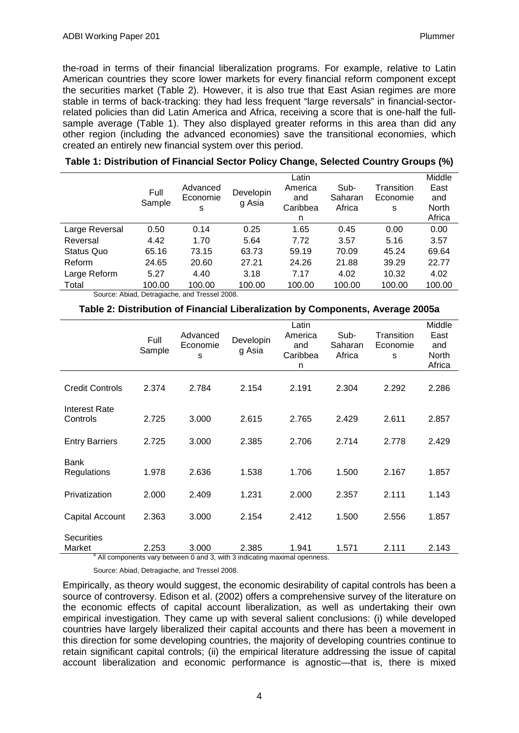the-road in terms of their financial liberalization programs. For example, relative to Latin American countries they score lower markets for every financial reform component except the securities market (Table 2). However, it is also true that East Asian regimes are more stable in terms of back-tracking: they had less frequent "large reversals" in financial-sector-related policies than did Latin America and Africa, receiving a score that is one-half the full-sample average (Table 1). They also displayed greater reforms in this area than did any other region (including the advanced economies) save the transitional economies, which created an entirely new financial system over this period.

**Table 1: Distribution of Financial Sector Policy Change, Selected Country Groups (%)**

| | Full Sample | Advanced Economies | Developing Asia | Latin America and Caribbean | Sub-Saharan Africa | Transition Economies | Middle East and North Africa |
|---|---|---|---|---|---|---|---|
| Large Reversal | 0.50 | 0.14 | 0.25 | 1.65 | 0.45 | 0.00 | 0.00 |
| Reversal | 4.42 | 1.70 | 5.64 | 7.72 | 3.57 | 5.16 | 3.57 |
| Status Quo | 65.16 | 73.15 | 63.73 | 59.19 | 70.09 | 45.24 | 69.64 |
| Reform | 24.65 | 20.60 | 27.21 | 24.26 | 21.88 | 39.29 | 22.77 |
| Large Reform | 5.27 | 4.40 | 3.18 | 7.17 | 4.02 | 10.32 | 4.02 |
| Total | 100.00 | 100.00 | 100.00 | 100.00 | 100.00 | 100.00 | 100.00 |

Source: Abiad, Detragiache, and Tressel 2008.

**Table 2: Distribution of Financial Liberalization by Components, Average 2005a**

| | Full Sample | Advanced Economies | Developing Asia | Latin America and Caribbean | Sub-Saharan Africa | Transition Economies | Middle East and North Africa |
|---|---|---|---|---|---|---|---|
| Credit Controls | 2.374 | 2.784 | 2.154 | 2.191 | 2.304 | 2.292 | 2.286 |
| Interest Rate Controls | 2.725 | 3.000 | 2.615 | 2.765 | 2.429 | 2.611 | 2.857 |
| Entry Barriers | 2.725 | 3.000 | 2.385 | 2.706 | 2.714 | 2.778 | 2.429 |
| Bank Regulations | 1.978 | 2.636 | 1.538 | 1.706 | 1.500 | 2.167 | 1.857 |
| Privatization | 2.000 | 2.409 | 1.231 | 2.000 | 2.357 | 2.111 | 1.143 |
| Capital Account | 2.363 | 3.000 | 2.154 | 2.412 | 1.500 | 2.556 | 1.857 |
| Securities Market | 2.253 | 3.000 | 2.385 | 1.941 | 1.571 | 2.111 | 2.143 |

[a] All components vary between 0 and 3, with 3 indicating maximal openness.

Source: Abiad, Detragiache, and Tressel 2008.

Empirically, as theory would suggest, the economic desirability of capital controls has been a source of controversy. Edison et al. (2002) offers a comprehensive survey of the literature on the economic effects of capital account liberalization, as well as undertaking their own empirical investigation. They came up with several salient conclusions: (i) while developed countries have largely liberalized their capital accounts and there has been a movement in this direction for some developing countries, the majority of developing countries continue to retain significant capital controls; (ii) the empirical literature addressing the issue of capital account liberalization and economic performance is agnostic—that is, there is mixed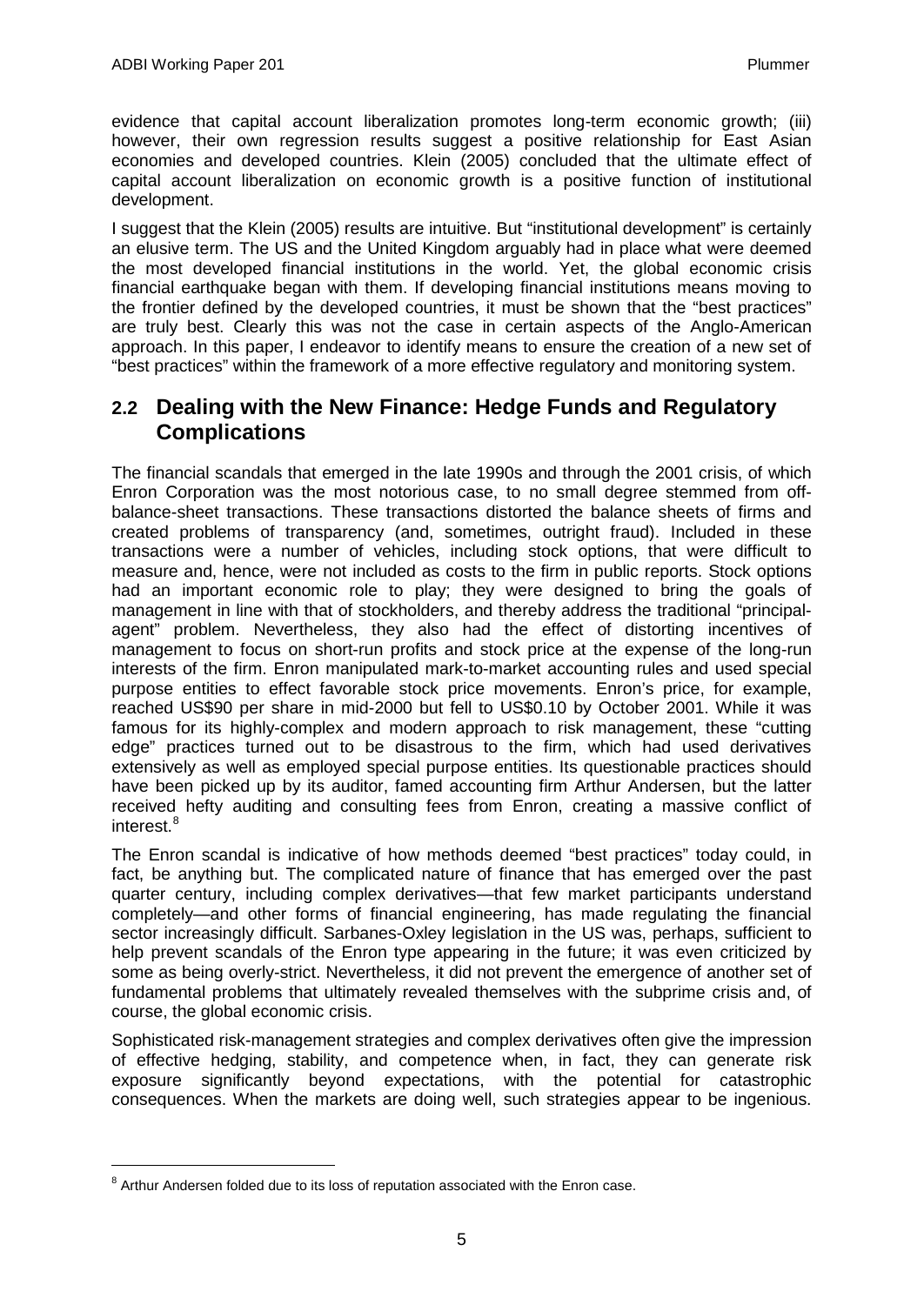evidence that capital account liberalization promotes long-term economic growth; (iii) however, their own regression results suggest a positive relationship for East Asian economies and developed countries. Klein (2005) concluded that the ultimate effect of capital account liberalization on economic growth is a positive function of institutional development.

I suggest that the Klein (2005) results are intuitive. But "institutional development" is certainly an elusive term. The US and the United Kingdom arguably had in place what were deemed the most developed financial institutions in the world. Yet, the global economic crisis financial earthquake began with them. If developing financial institutions means moving to the frontier defined by the developed countries, it must be shown that the "best practices" are truly best. Clearly this was not the case in certain aspects of the Anglo-American approach. In this paper, I endeavor to identify means to ensure the creation of a new set of "best practices" within the framework of a more effective regulatory and monitoring system.

## 2.2 Dealing with the New Finance: Hedge Funds and Regulatory Complications

The financial scandals that emerged in the late 1990s and through the 2001 crisis, of which Enron Corporation was the most notorious case, to no small degree stemmed from off-balance-sheet transactions. These transactions distorted the balance sheets of firms and created problems of transparency (and, sometimes, outright fraud). Included in these transactions were a number of vehicles, including stock options, that were difficult to measure and, hence, were not included as costs to the firm in public reports. Stock options had an important economic role to play; they were designed to bring the goals of management in line with that of stockholders, and thereby address the traditional "principal-agent" problem. Nevertheless, they also had the effect of distorting incentives of management to focus on short-run profits and stock price at the expense of the long-run interests of the firm. Enron manipulated mark-to-market accounting rules and used special purpose entities to effect favorable stock price movements. Enron's price, for example, reached US$90 per share in mid-2000 but fell to US$0.10 by October 2001. While it was famous for its highly-complex and modern approach to risk management, these "cutting edge" practices turned out to be disastrous to the firm, which had used derivatives extensively as well as employed special purpose entities. Its questionable practices should have been picked up by its auditor, famed accounting firm Arthur Andersen, but the latter received hefty auditing and consulting fees from Enron, creating a massive conflict of interest.[8]

The Enron scandal is indicative of how methods deemed "best practices" today could, in fact, be anything but. The complicated nature of finance that has emerged over the past quarter century, including complex derivatives—that few market participants understand completely—and other forms of financial engineering, has made regulating the financial sector increasingly difficult. Sarbanes-Oxley legislation in the US was, perhaps, sufficient to help prevent scandals of the Enron type appearing in the future; it was even criticized by some as being overly-strict. Nevertheless, it did not prevent the emergence of another set of fundamental problems that ultimately revealed themselves with the subprime crisis and, of course, the global economic crisis.

Sophisticated risk-management strategies and complex derivatives often give the impression of effective hedging, stability, and competence when, in fact, they can generate risk exposure significantly beyond expectations, with the potential for catastrophic consequences. When the markets are doing well, such strategies appear to be ingenious.

[8] Arthur Andersen folded due to its loss of reputation associated with the Enron case.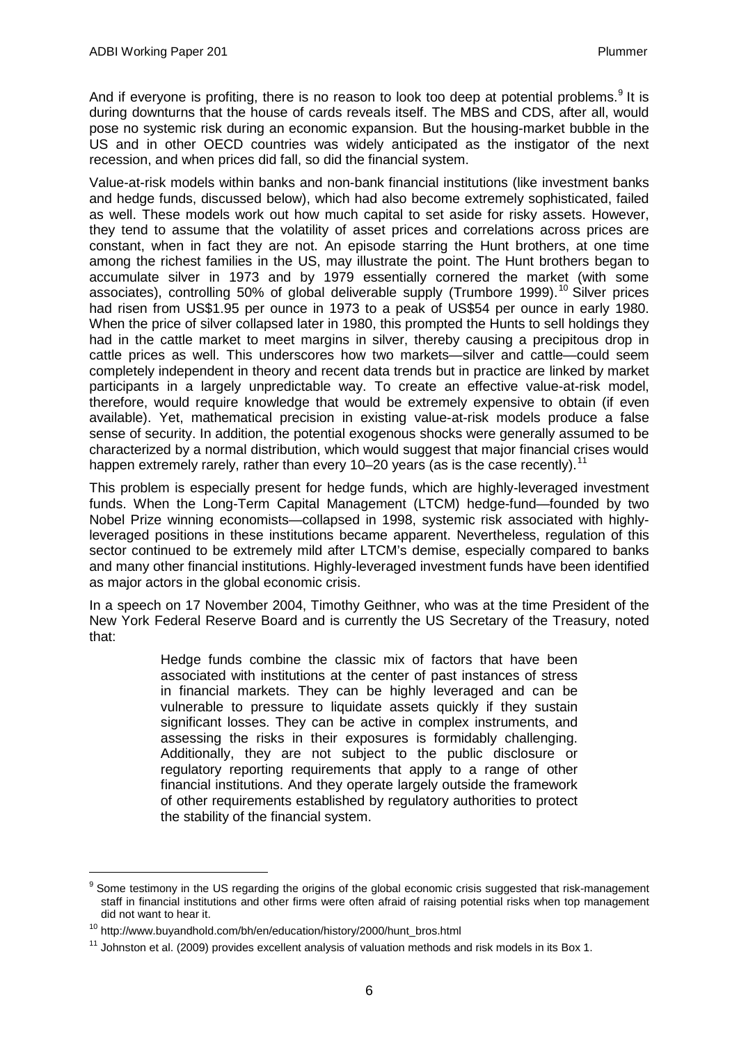And if everyone is profiting, there is no reason to look too deep at potential problems.[9] It is during downturns that the house of cards reveals itself. The MBS and CDS, after all, would pose no systemic risk during an economic expansion. But the housing-market bubble in the US and in other OECD countries was widely anticipated as the instigator of the next recession, and when prices did fall, so did the financial system.

Value-at-risk models within banks and non-bank financial institutions (like investment banks and hedge funds, discussed below), which had also become extremely sophisticated, failed as well. These models work out how much capital to set aside for risky assets. However, they tend to assume that the volatility of asset prices and correlations across prices are constant, when in fact they are not. An episode starring the Hunt brothers, at one time among the richest families in the US, may illustrate the point. The Hunt brothers began to accumulate silver in 1973 and by 1979 essentially cornered the market (with some associates), controlling 50% of global deliverable supply (Trumbore 1999).[10] Silver prices had risen from US$1.95 per ounce in 1973 to a peak of US$54 per ounce in early 1980. When the price of silver collapsed later in 1980, this prompted the Hunts to sell holdings they had in the cattle market to meet margins in silver, thereby causing a precipitous drop in cattle prices as well. This underscores how two markets—silver and cattle—could seem completely independent in theory and recent data trends but in practice are linked by market participants in a largely unpredictable way. To create an effective value-at-risk model, therefore, would require knowledge that would be extremely expensive to obtain (if even available). Yet, mathematical precision in existing value-at-risk models produce a false sense of security. In addition, the potential exogenous shocks were generally assumed to be characterized by a normal distribution, which would suggest that major financial crises would happen extremely rarely, rather than every 10–20 years (as is the case recently).[11]

This problem is especially present for hedge funds, which are highly-leveraged investment funds. When the Long-Term Capital Management (LTCM) hedge-fund—founded by two Nobel Prize winning economists—collapsed in 1998, systemic risk associated with highly-leveraged positions in these institutions became apparent. Nevertheless, regulation of this sector continued to be extremely mild after LTCM's demise, especially compared to banks and many other financial institutions. Highly-leveraged investment funds have been identified as major actors in the global economic crisis.

In a speech on 17 November 2004, Timothy Geithner, who was at the time President of the New York Federal Reserve Board and is currently the US Secretary of the Treasury, noted that:

> Hedge funds combine the classic mix of factors that have been associated with institutions at the center of past instances of stress in financial markets. They can be highly leveraged and can be vulnerable to pressure to liquidate assets quickly if they sustain significant losses. They can be active in complex instruments, and assessing the risks in their exposures is formidably challenging. Additionally, they are not subject to the public disclosure or regulatory reporting requirements that apply to a range of other financial institutions. And they operate largely outside the framework of other requirements established by regulatory authorities to protect the stability of the financial system.

---

[9] Some testimony in the US regarding the origins of the global economic crisis suggested that risk-management staff in financial institutions and other firms were often afraid of raising potential risks when top management did not want to hear it.

[10] http://www.buyandhold.com/bh/en/education/history/2000/hunt_bros.html

[11] Johnston et al. (2009) provides excellent analysis of valuation methods and risk models in its Box 1.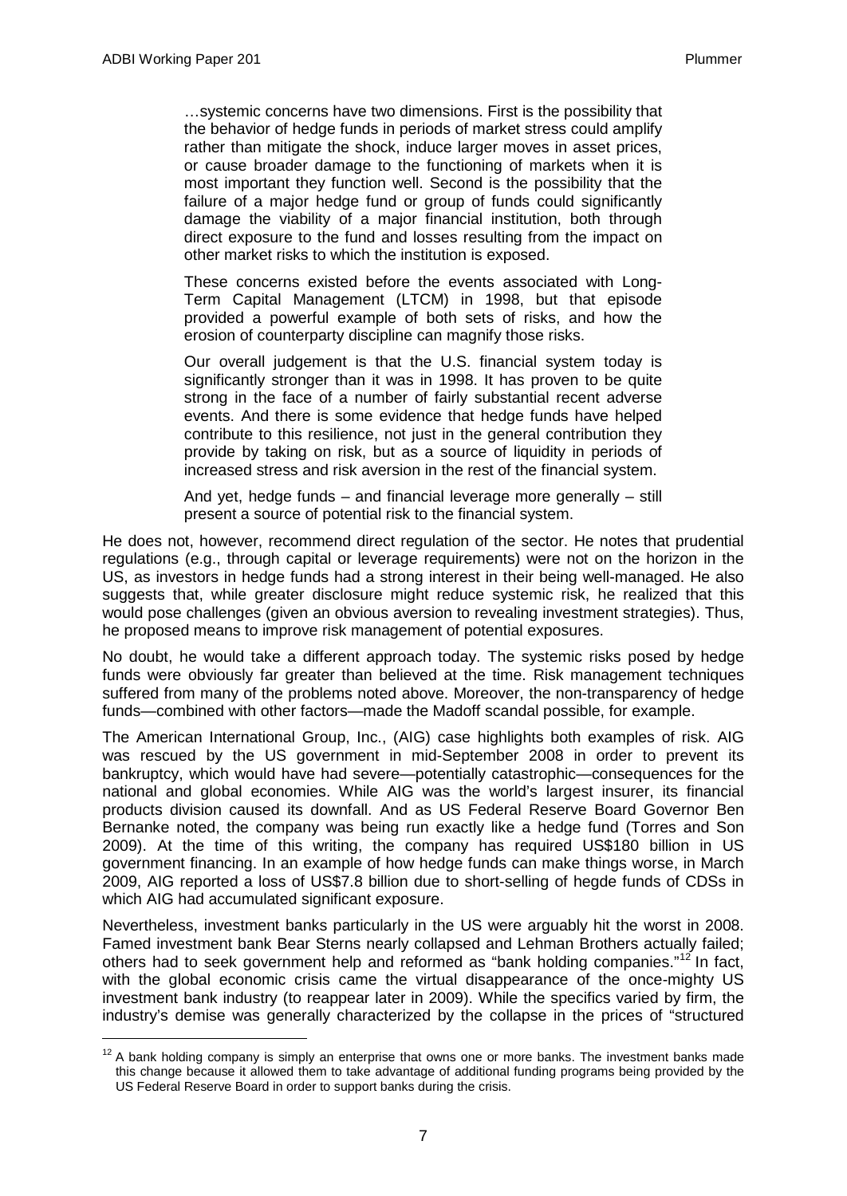> …systemic concerns have two dimensions. First is the possibility that the behavior of hedge funds in periods of market stress could amplify rather than mitigate the shock, induce larger moves in asset prices, or cause broader damage to the functioning of markets when it is most important they function well. Second is the possibility that the failure of a major hedge fund or group of funds could significantly damage the viability of a major financial institution, both through direct exposure to the fund and losses resulting from the impact on other market risks to which the institution is exposed.
>
> These concerns existed before the events associated with Long-Term Capital Management (LTCM) in 1998, but that episode provided a powerful example of both sets of risks, and how the erosion of counterparty discipline can magnify those risks.
>
> Our overall judgement is that the U.S. financial system today is significantly stronger than it was in 1998. It has proven to be quite strong in the face of a number of fairly substantial recent adverse events. And there is some evidence that hedge funds have helped contribute to this resilience, not just in the general contribution they provide by taking on risk, but as a source of liquidity in periods of increased stress and risk aversion in the rest of the financial system.
>
> And yet, hedge funds – and financial leverage more generally – still present a source of potential risk to the financial system.

He does not, however, recommend direct regulation of the sector. He notes that prudential regulations (e.g., through capital or leverage requirements) were not on the horizon in the US, as investors in hedge funds had a strong interest in their being well-managed. He also suggests that, while greater disclosure might reduce systemic risk, he realized that this would pose challenges (given an obvious aversion to revealing investment strategies). Thus, he proposed means to improve risk management of potential exposures.

No doubt, he would take a different approach today. The systemic risks posed by hedge funds were obviously far greater than believed at the time. Risk management techniques suffered from many of the problems noted above. Moreover, the non-transparency of hedge funds—combined with other factors—made the Madoff scandal possible, for example.

The American International Group, Inc., (AIG) case highlights both examples of risk. AIG was rescued by the US government in mid-September 2008 in order to prevent its bankruptcy, which would have had severe—potentially catastrophic—consequences for the national and global economies. While AIG was the world's largest insurer, its financial products division caused its downfall. And as US Federal Reserve Board Governor Ben Bernanke noted, the company was being run exactly like a hedge fund (Torres and Son 2009). At the time of this writing, the company has required US$180 billion in US government financing. In an example of how hedge funds can make things worse, in March 2009, AIG reported a loss of US$7.8 billion due to short-selling of hegde funds of CDSs in which AIG had accumulated significant exposure.

Nevertheless, investment banks particularly in the US were arguably hit the worst in 2008. Famed investment bank Bear Sterns nearly collapsed and Lehman Brothers actually failed; others had to seek government help and reformed as "bank holding companies."[12] In fact, with the global economic crisis came the virtual disappearance of the once-mighty US investment bank industry (to reappear later in 2009). While the specifics varied by firm, the industry's demise was generally characterized by the collapse in the prices of "structured

[12] A bank holding company is simply an enterprise that owns one or more banks. The investment banks made this change because it allowed them to take advantage of additional funding programs being provided by the US Federal Reserve Board in order to support banks during the crisis.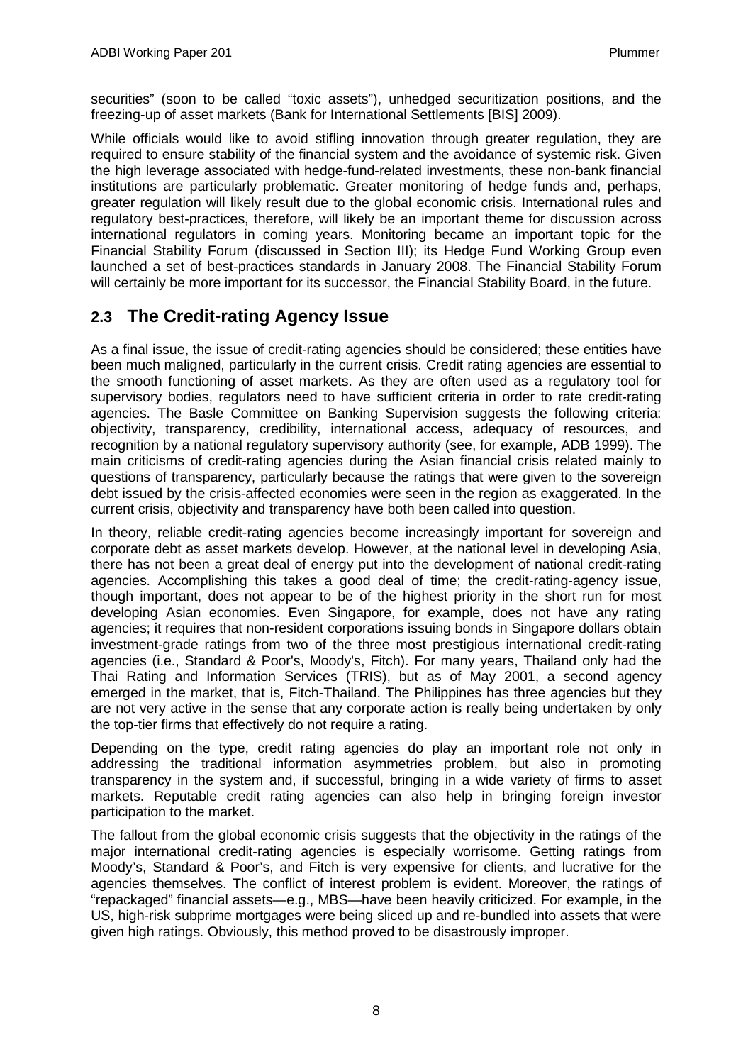securities" (soon to be called "toxic assets"), unhedged securitization positions, and the freezing-up of asset markets (Bank for International Settlements [BIS] 2009).

While officials would like to avoid stifling innovation through greater regulation, they are required to ensure stability of the financial system and the avoidance of systemic risk. Given the high leverage associated with hedge-fund-related investments, these non-bank financial institutions are particularly problematic. Greater monitoring of hedge funds and, perhaps, greater regulation will likely result due to the global economic crisis. International rules and regulatory best-practices, therefore, will likely be an important theme for discussion across international regulators in coming years. Monitoring became an important topic for the Financial Stability Forum (discussed in Section III); its Hedge Fund Working Group even launched a set of best-practices standards in January 2008. The Financial Stability Forum will certainly be more important for its successor, the Financial Stability Board, in the future.

## 2.3 The Credit-rating Agency Issue

As a final issue, the issue of credit-rating agencies should be considered; these entities have been much maligned, particularly in the current crisis. Credit rating agencies are essential to the smooth functioning of asset markets. As they are often used as a regulatory tool for supervisory bodies, regulators need to have sufficient criteria in order to rate credit-rating agencies. The Basle Committee on Banking Supervision suggests the following criteria: objectivity, transparency, credibility, international access, adequacy of resources, and recognition by a national regulatory supervisory authority (see, for example, ADB 1999). The main criticisms of credit-rating agencies during the Asian financial crisis related mainly to questions of transparency, particularly because the ratings that were given to the sovereign debt issued by the crisis-affected economies were seen in the region as exaggerated. In the current crisis, objectivity and transparency have both been called into question.

In theory, reliable credit-rating agencies become increasingly important for sovereign and corporate debt as asset markets develop. However, at the national level in developing Asia, there has not been a great deal of energy put into the development of national credit-rating agencies. Accomplishing this takes a good deal of time; the credit-rating-agency issue, though important, does not appear to be of the highest priority in the short run for most developing Asian economies. Even Singapore, for example, does not have any rating agencies; it requires that non-resident corporations issuing bonds in Singapore dollars obtain investment-grade ratings from two of the three most prestigious international credit-rating agencies (i.e., Standard & Poor's, Moody's, Fitch). For many years, Thailand only had the Thai Rating and Information Services (TRIS), but as of May 2001, a second agency emerged in the market, that is, Fitch-Thailand. The Philippines has three agencies but they are not very active in the sense that any corporate action is really being undertaken by only the top-tier firms that effectively do not require a rating.

Depending on the type, credit rating agencies do play an important role not only in addressing the traditional information asymmetries problem, but also in promoting transparency in the system and, if successful, bringing in a wide variety of firms to asset markets. Reputable credit rating agencies can also help in bringing foreign investor participation to the market.

The fallout from the global economic crisis suggests that the objectivity in the ratings of the major international credit-rating agencies is especially worrisome. Getting ratings from Moody's, Standard & Poor's, and Fitch is very expensive for clients, and lucrative for the agencies themselves. The conflict of interest problem is evident. Moreover, the ratings of "repackaged" financial assets—e.g., MBS—have been heavily criticized. For example, in the US, high-risk subprime mortgages were being sliced up and re-bundled into assets that were given high ratings. Obviously, this method proved to be disastrously improper.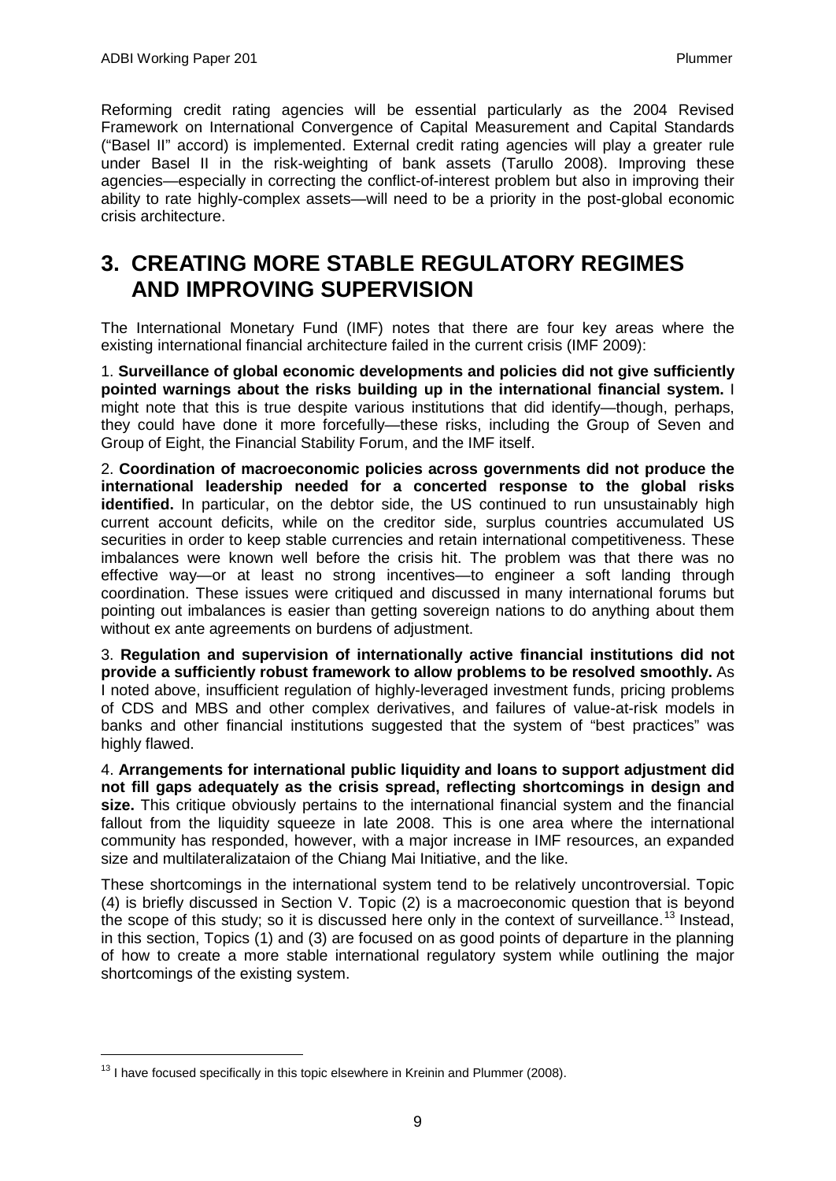Reforming credit rating agencies will be essential particularly as the 2004 Revised Framework on International Convergence of Capital Measurement and Capital Standards ("Basel II" accord) is implemented. External credit rating agencies will play a greater rule under Basel II in the risk-weighting of bank assets (Tarullo 2008). Improving these agencies—especially in correcting the conflict-of-interest problem but also in improving their ability to rate highly-complex assets—will need to be a priority in the post-global economic crisis architecture.

# 3. CREATING MORE STABLE REGULATORY REGIMES AND IMPROVING SUPERVISION

The International Monetary Fund (IMF) notes that there are four key areas where the existing international financial architecture failed in the current crisis (IMF 2009):

1. **Surveillance of global economic developments and policies did not give sufficiently pointed warnings about the risks building up in the international financial system.** I might note that this is true despite various institutions that did identify—though, perhaps, they could have done it more forcefully—these risks, including the Group of Seven and Group of Eight, the Financial Stability Forum, and the IMF itself.

2. **Coordination of macroeconomic policies across governments did not produce the international leadership needed for a concerted response to the global risks identified.** In particular, on the debtor side, the US continued to run unsustainably high current account deficits, while on the creditor side, surplus countries accumulated US securities in order to keep stable currencies and retain international competitiveness. These imbalances were known well before the crisis hit. The problem was that there was no effective way—or at least no strong incentives—to engineer a soft landing through coordination. These issues were critiqued and discussed in many international forums but pointing out imbalances is easier than getting sovereign nations to do anything about them without ex ante agreements on burdens of adjustment.

3. **Regulation and supervision of internationally active financial institutions did not provide a sufficiently robust framework to allow problems to be resolved smoothly.** As I noted above, insufficient regulation of highly-leveraged investment funds, pricing problems of CDS and MBS and other complex derivatives, and failures of value-at-risk models in banks and other financial institutions suggested that the system of "best practices" was highly flawed.

4. **Arrangements for international public liquidity and loans to support adjustment did not fill gaps adequately as the crisis spread, reflecting shortcomings in design and size.** This critique obviously pertains to the international financial system and the financial fallout from the liquidity squeeze in late 2008. This is one area where the international community has responded, however, with a major increase in IMF resources, an expanded size and multilateralizataion of the Chiang Mai Initiative, and the like.

These shortcomings in the international system tend to be relatively uncontroversial. Topic (4) is briefly discussed in Section V. Topic (2) is a macroeconomic question that is beyond the scope of this study; so it is discussed here only in the context of surveillance.[13] Instead, in this section, Topics (1) and (3) are focused on as good points of departure in the planning of how to create a more stable international regulatory system while outlining the major shortcomings of the existing system.

[13] I have focused specifically in this topic elsewhere in Kreinin and Plummer (2008).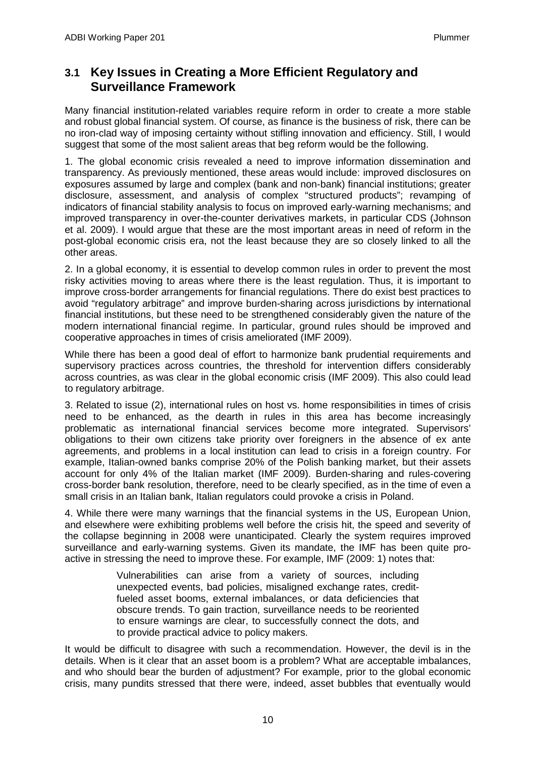## 3.1 Key Issues in Creating a More Efficient Regulatory and Surveillance Framework

Many financial institution-related variables require reform in order to create a more stable and robust global financial system. Of course, as finance is the business of risk, there can be no iron-clad way of imposing certainty without stifling innovation and efficiency. Still, I would suggest that some of the most salient areas that beg reform would be the following.

1. The global economic crisis revealed a need to improve information dissemination and transparency. As previously mentioned, these areas would include: improved disclosures on exposures assumed by large and complex (bank and non-bank) financial institutions; greater disclosure, assessment, and analysis of complex "structured products"; revamping of indicators of financial stability analysis to focus on improved early-warning mechanisms; and improved transparency in over-the-counter derivatives markets, in particular CDS (Johnson et al. 2009). I would argue that these are the most important areas in need of reform in the post-global economic crisis era, not the least because they are so closely linked to all the other areas.

2. In a global economy, it is essential to develop common rules in order to prevent the most risky activities moving to areas where there is the least regulation. Thus, it is important to improve cross-border arrangements for financial regulations. There do exist best practices to avoid "regulatory arbitrage" and improve burden-sharing across jurisdictions by international financial institutions, but these need to be strengthened considerably given the nature of the modern international financial regime. In particular, ground rules should be improved and cooperative approaches in times of crisis ameliorated (IMF 2009).

While there has been a good deal of effort to harmonize bank prudential requirements and supervisory practices across countries, the threshold for intervention differs considerably across countries, as was clear in the global economic crisis (IMF 2009). This also could lead to regulatory arbitrage.

3. Related to issue (2), international rules on host vs. home responsibilities in times of crisis need to be enhanced, as the dearth in rules in this area has become increasingly problematic as international financial services become more integrated. Supervisors' obligations to their own citizens take priority over foreigners in the absence of ex ante agreements, and problems in a local institution can lead to crisis in a foreign country. For example, Italian-owned banks comprise 20% of the Polish banking market, but their assets account for only 4% of the Italian market (IMF 2009). Burden-sharing and rules-covering cross-border bank resolution, therefore, need to be clearly specified, as in the time of even a small crisis in an Italian bank, Italian regulators could provoke a crisis in Poland.

4. While there were many warnings that the financial systems in the US, European Union, and elsewhere were exhibiting problems well before the crisis hit, the speed and severity of the collapse beginning in 2008 were unanticipated. Clearly the system requires improved surveillance and early-warning systems. Given its mandate, the IMF has been quite pro-active in stressing the need to improve these. For example, IMF (2009: 1) notes that:

> Vulnerabilities can arise from a variety of sources, including unexpected events, bad policies, misaligned exchange rates, credit-fueled asset booms, external imbalances, or data deficiencies that obscure trends. To gain traction, surveillance needs to be reoriented to ensure warnings are clear, to successfully connect the dots, and to provide practical advice to policy makers.

It would be difficult to disagree with such a recommendation. However, the devil is in the details. When is it clear that an asset boom is a problem? What are acceptable imbalances, and who should bear the burden of adjustment? For example, prior to the global economic crisis, many pundits stressed that there were, indeed, asset bubbles that eventually would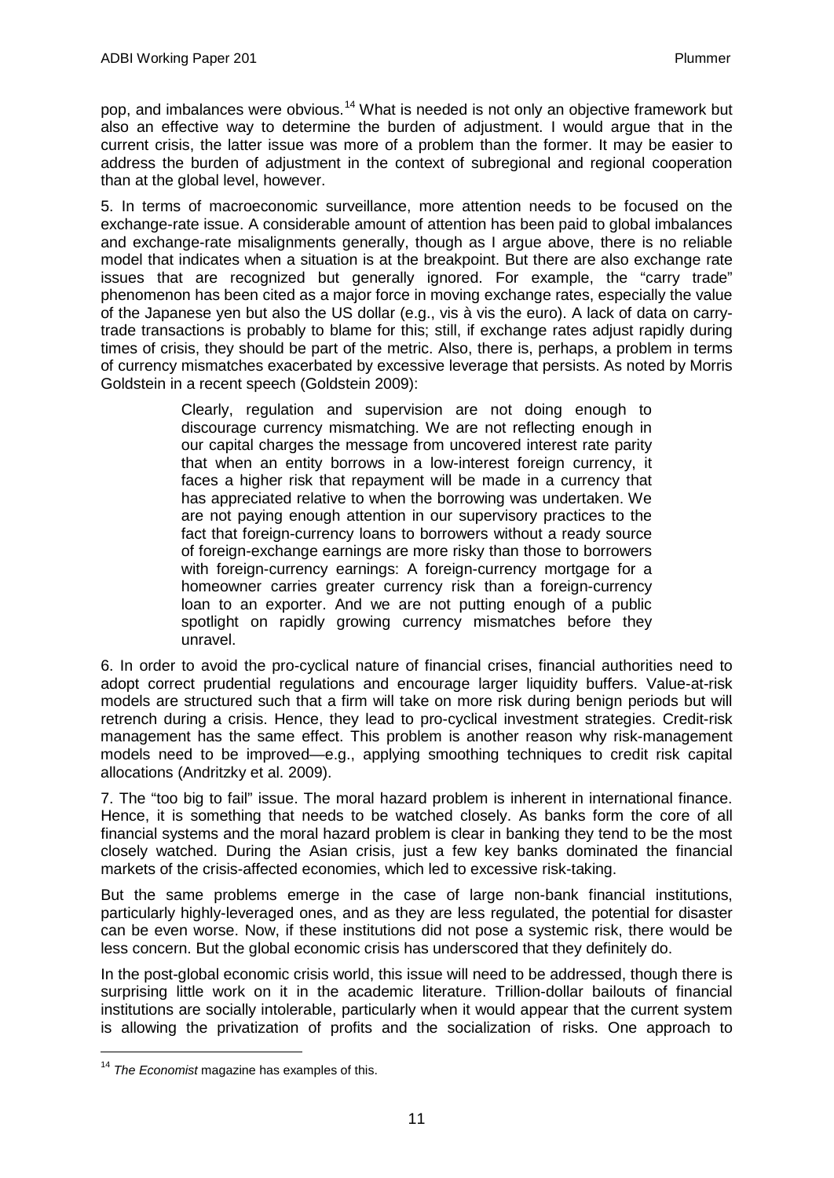pop, and imbalances were obvious.[14] What is needed is not only an objective framework but also an effective way to determine the burden of adjustment. I would argue that in the current crisis, the latter issue was more of a problem than the former. It may be easier to address the burden of adjustment in the context of subregional and regional cooperation than at the global level, however.

5. In terms of macroeconomic surveillance, more attention needs to be focused on the exchange-rate issue. A considerable amount of attention has been paid to global imbalances and exchange-rate misalignments generally, though as I argue above, there is no reliable model that indicates when a situation is at the breakpoint. But there are also exchange rate issues that are recognized but generally ignored. For example, the "carry trade" phenomenon has been cited as a major force in moving exchange rates, especially the value of the Japanese yen but also the US dollar (e.g., vis à vis the euro). A lack of data on carry-trade transactions is probably to blame for this; still, if exchange rates adjust rapidly during times of crisis, they should be part of the metric. Also, there is, perhaps, a problem in terms of currency mismatches exacerbated by excessive leverage that persists. As noted by Morris Goldstein in a recent speech (Goldstein 2009):

> Clearly, regulation and supervision are not doing enough to discourage currency mismatching. We are not reflecting enough in our capital charges the message from uncovered interest rate parity that when an entity borrows in a low-interest foreign currency, it faces a higher risk that repayment will be made in a currency that has appreciated relative to when the borrowing was undertaken. We are not paying enough attention in our supervisory practices to the fact that foreign-currency loans to borrowers without a ready source of foreign-exchange earnings are more risky than those to borrowers with foreign-currency earnings: A foreign-currency mortgage for a homeowner carries greater currency risk than a foreign-currency loan to an exporter. And we are not putting enough of a public spotlight on rapidly growing currency mismatches before they unravel.

6. In order to avoid the pro-cyclical nature of financial crises, financial authorities need to adopt correct prudential regulations and encourage larger liquidity buffers. Value-at-risk models are structured such that a firm will take on more risk during benign periods but will retrench during a crisis. Hence, they lead to pro-cyclical investment strategies. Credit-risk management has the same effect. This problem is another reason why risk-management models need to be improved—e.g., applying smoothing techniques to credit risk capital allocations (Andritzky et al. 2009).

7. The "too big to fail" issue. The moral hazard problem is inherent in international finance. Hence, it is something that needs to be watched closely. As banks form the core of all financial systems and the moral hazard problem is clear in banking they tend to be the most closely watched. During the Asian crisis, just a few key banks dominated the financial markets of the crisis-affected economies, which led to excessive risk-taking.

But the same problems emerge in the case of large non-bank financial institutions, particularly highly-leveraged ones, and as they are less regulated, the potential for disaster can be even worse. Now, if these institutions did not pose a systemic risk, there would be less concern. But the global economic crisis has underscored that they definitely do.

In the post-global economic crisis world, this issue will need to be addressed, though there is surprising little work on it in the academic literature. Trillion-dollar bailouts of financial institutions are socially intolerable, particularly when it would appear that the current system is allowing the privatization of profits and the socialization of risks. One approach to

[14] *The Economist* magazine has examples of this.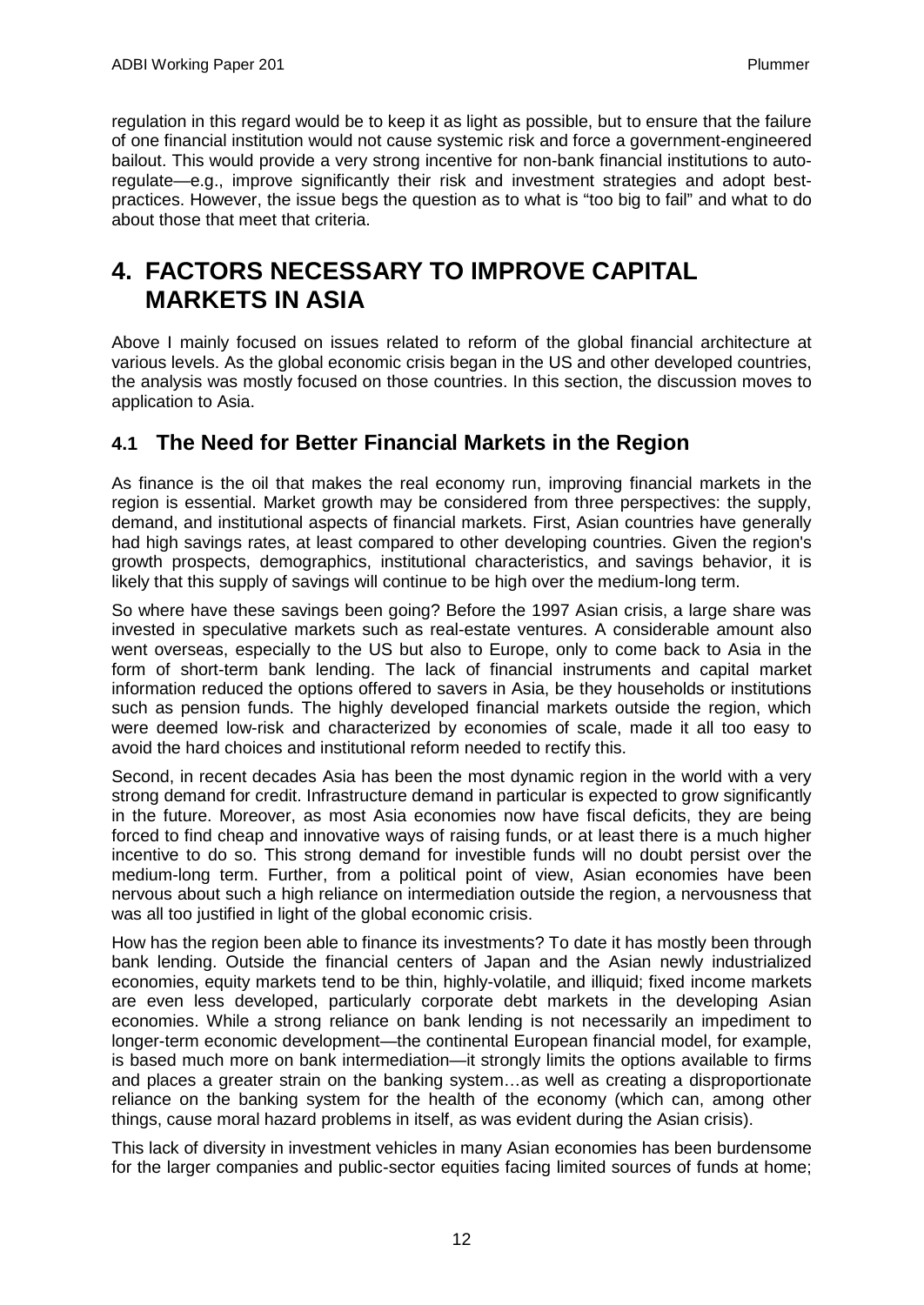regulation in this regard would be to keep it as light as possible, but to ensure that the failure of one financial institution would not cause systemic risk and force a government-engineered bailout. This would provide a very strong incentive for non-bank financial institutions to auto-regulate—e.g., improve significantly their risk and investment strategies and adopt best-practices. However, the issue begs the question as to what is "too big to fail" and what to do about those that meet that criteria.

# 4. FACTORS NECESSARY TO IMPROVE CAPITAL MARKETS IN ASIA

Above I mainly focused on issues related to reform of the global financial architecture at various levels. As the global economic crisis began in the US and other developed countries, the analysis was mostly focused on those countries. In this section, the discussion moves to application to Asia.

## 4.1 The Need for Better Financial Markets in the Region

As finance is the oil that makes the real economy run, improving financial markets in the region is essential. Market growth may be considered from three perspectives: the supply, demand, and institutional aspects of financial markets. First, Asian countries have generally had high savings rates, at least compared to other developing countries. Given the region's growth prospects, demographics, institutional characteristics, and savings behavior, it is likely that this supply of savings will continue to be high over the medium-long term.

So where have these savings been going? Before the 1997 Asian crisis, a large share was invested in speculative markets such as real-estate ventures. A considerable amount also went overseas, especially to the US but also to Europe, only to come back to Asia in the form of short-term bank lending. The lack of financial instruments and capital market information reduced the options offered to savers in Asia, be they households or institutions such as pension funds. The highly developed financial markets outside the region, which were deemed low-risk and characterized by economies of scale, made it all too easy to avoid the hard choices and institutional reform needed to rectify this.

Second, in recent decades Asia has been the most dynamic region in the world with a very strong demand for credit. Infrastructure demand in particular is expected to grow significantly in the future. Moreover, as most Asia economies now have fiscal deficits, they are being forced to find cheap and innovative ways of raising funds, or at least there is a much higher incentive to do so. This strong demand for investible funds will no doubt persist over the medium-long term. Further, from a political point of view, Asian economies have been nervous about such a high reliance on intermediation outside the region, a nervousness that was all too justified in light of the global economic crisis.

How has the region been able to finance its investments? To date it has mostly been through bank lending. Outside the financial centers of Japan and the Asian newly industrialized economies, equity markets tend to be thin, highly-volatile, and illiquid; fixed income markets are even less developed, particularly corporate debt markets in the developing Asian economies. While a strong reliance on bank lending is not necessarily an impediment to longer-term economic development—the continental European financial model, for example, is based much more on bank intermediation—it strongly limits the options available to firms and places a greater strain on the banking system…as well as creating a disproportionate reliance on the banking system for the health of the economy (which can, among other things, cause moral hazard problems in itself, as was evident during the Asian crisis).

This lack of diversity in investment vehicles in many Asian economies has been burdensome for the larger companies and public-sector equities facing limited sources of funds at home;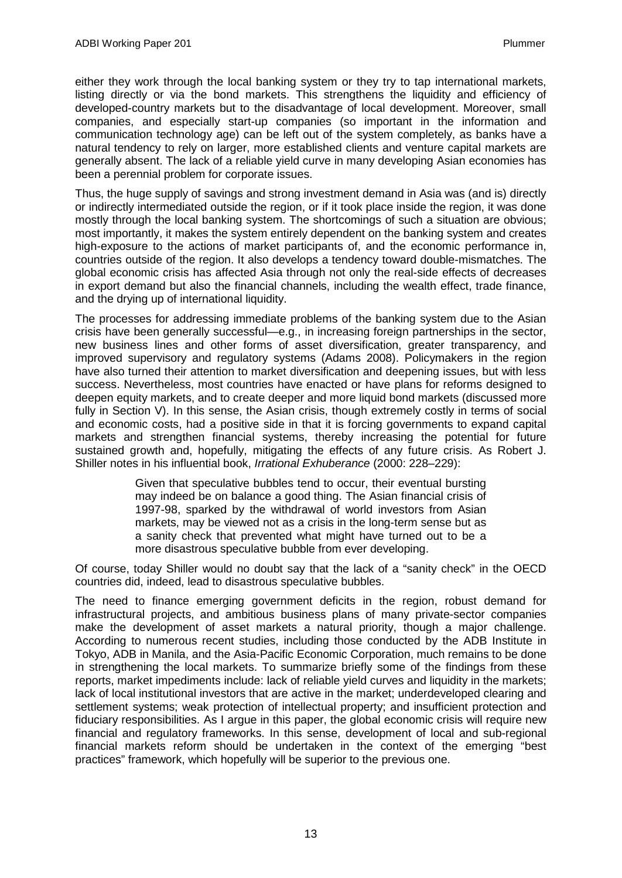either they work through the local banking system or they try to tap international markets, listing directly or via the bond markets. This strengthens the liquidity and efficiency of developed-country markets but to the disadvantage of local development. Moreover, small companies, and especially start-up companies (so important in the information and communication technology age) can be left out of the system completely, as banks have a natural tendency to rely on larger, more established clients and venture capital markets are generally absent. The lack of a reliable yield curve in many developing Asian economies has been a perennial problem for corporate issues.

Thus, the huge supply of savings and strong investment demand in Asia was (and is) directly or indirectly intermediated outside the region, or if it took place inside the region, it was done mostly through the local banking system. The shortcomings of such a situation are obvious; most importantly, it makes the system entirely dependent on the banking system and creates high-exposure to the actions of market participants of, and the economic performance in, countries outside of the region. It also develops a tendency toward double-mismatches. The global economic crisis has affected Asia through not only the real-side effects of decreases in export demand but also the financial channels, including the wealth effect, trade finance, and the drying up of international liquidity.

The processes for addressing immediate problems of the banking system due to the Asian crisis have been generally successful—e.g., in increasing foreign partnerships in the sector, new business lines and other forms of asset diversification, greater transparency, and improved supervisory and regulatory systems (Adams 2008). Policymakers in the region have also turned their attention to market diversification and deepening issues, but with less success. Nevertheless, most countries have enacted or have plans for reforms designed to deepen equity markets, and to create deeper and more liquid bond markets (discussed more fully in Section V). In this sense, the Asian crisis, though extremely costly in terms of social and economic costs, had a positive side in that it is forcing governments to expand capital markets and strengthen financial systems, thereby increasing the potential for future sustained growth and, hopefully, mitigating the effects of any future crisis. As Robert J. Shiller notes in his influential book, *Irrational Exhuberance* (2000: 228–229):

> Given that speculative bubbles tend to occur, their eventual bursting may indeed be on balance a good thing. The Asian financial crisis of 1997-98, sparked by the withdrawal of world investors from Asian markets, may be viewed not as a crisis in the long-term sense but as a sanity check that prevented what might have turned out to be a more disastrous speculative bubble from ever developing.

Of course, today Shiller would no doubt say that the lack of a "sanity check" in the OECD countries did, indeed, lead to disastrous speculative bubbles.

The need to finance emerging government deficits in the region, robust demand for infrastructural projects, and ambitious business plans of many private-sector companies make the development of asset markets a natural priority, though a major challenge. According to numerous recent studies, including those conducted by the ADB Institute in Tokyo, ADB in Manila, and the Asia-Pacific Economic Corporation, much remains to be done in strengthening the local markets. To summarize briefly some of the findings from these reports, market impediments include: lack of reliable yield curves and liquidity in the markets; lack of local institutional investors that are active in the market; underdeveloped clearing and settlement systems; weak protection of intellectual property; and insufficient protection and fiduciary responsibilities. As I argue in this paper, the global economic crisis will require new financial and regulatory frameworks. In this sense, development of local and sub-regional financial markets reform should be undertaken in the context of the emerging "best practices" framework, which hopefully will be superior to the previous one.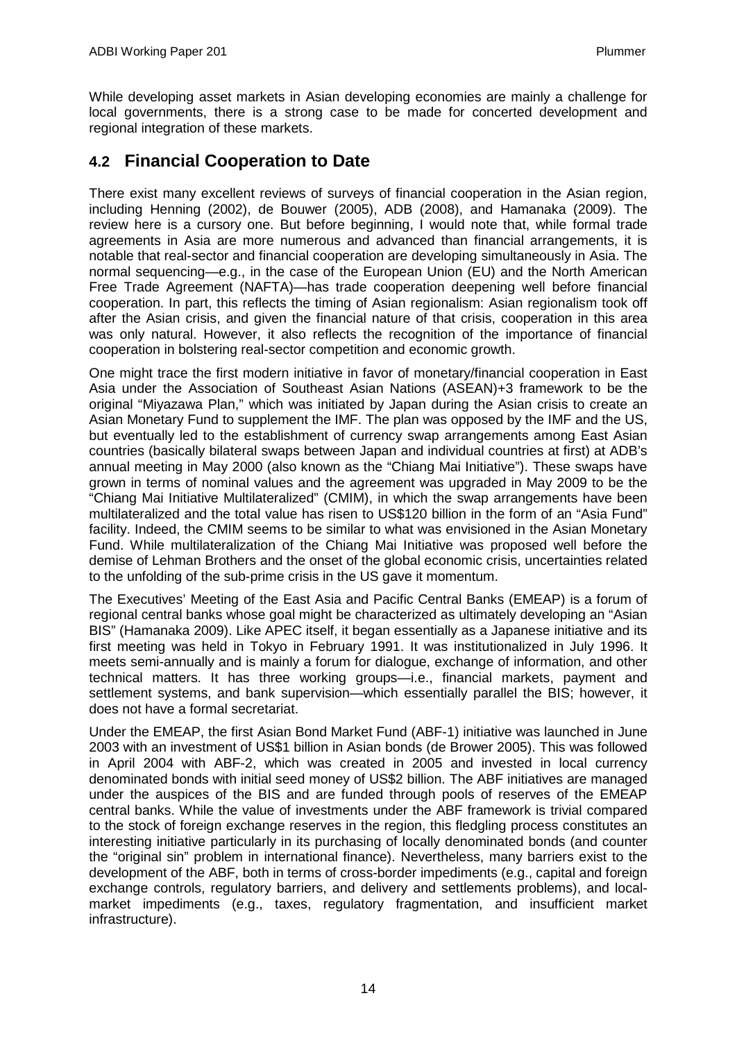While developing asset markets in Asian developing economies are mainly a challenge for local governments, there is a strong case to be made for concerted development and regional integration of these markets.

## 4.2 Financial Cooperation to Date

There exist many excellent reviews of surveys of financial cooperation in the Asian region, including Henning (2002), de Bouwer (2005), ADB (2008), and Hamanaka (2009). The review here is a cursory one. But before beginning, I would note that, while formal trade agreements in Asia are more numerous and advanced than financial arrangements, it is notable that real-sector and financial cooperation are developing simultaneously in Asia. The normal sequencing—e.g., in the case of the European Union (EU) and the North American Free Trade Agreement (NAFTA)—has trade cooperation deepening well before financial cooperation. In part, this reflects the timing of Asian regionalism: Asian regionalism took off after the Asian crisis, and given the financial nature of that crisis, cooperation in this area was only natural. However, it also reflects the recognition of the importance of financial cooperation in bolstering real-sector competition and economic growth.

One might trace the first modern initiative in favor of monetary/financial cooperation in East Asia under the Association of Southeast Asian Nations (ASEAN)+3 framework to be the original "Miyazawa Plan," which was initiated by Japan during the Asian crisis to create an Asian Monetary Fund to supplement the IMF. The plan was opposed by the IMF and the US, but eventually led to the establishment of currency swap arrangements among East Asian countries (basically bilateral swaps between Japan and individual countries at first) at ADB's annual meeting in May 2000 (also known as the "Chiang Mai Initiative"). These swaps have grown in terms of nominal values and the agreement was upgraded in May 2009 to be the "Chiang Mai Initiative Multilateralized" (CMIM), in which the swap arrangements have been multilateralized and the total value has risen to US$120 billion in the form of an "Asia Fund" facility. Indeed, the CMIM seems to be similar to what was envisioned in the Asian Monetary Fund. While multilateralization of the Chiang Mai Initiative was proposed well before the demise of Lehman Brothers and the onset of the global economic crisis, uncertainties related to the unfolding of the sub-prime crisis in the US gave it momentum.

The Executives' Meeting of the East Asia and Pacific Central Banks (EMEAP) is a forum of regional central banks whose goal might be characterized as ultimately developing an "Asian BIS" (Hamanaka 2009). Like APEC itself, it began essentially as a Japanese initiative and its first meeting was held in Tokyo in February 1991. It was institutionalized in July 1996. It meets semi-annually and is mainly a forum for dialogue, exchange of information, and other technical matters. It has three working groups—i.e., financial markets, payment and settlement systems, and bank supervision—which essentially parallel the BIS; however, it does not have a formal secretariat.

Under the EMEAP, the first Asian Bond Market Fund (ABF-1) initiative was launched in June 2003 with an investment of US$1 billion in Asian bonds (de Brower 2005). This was followed in April 2004 with ABF-2, which was created in 2005 and invested in local currency denominated bonds with initial seed money of US$2 billion. The ABF initiatives are managed under the auspices of the BIS and are funded through pools of reserves of the EMEAP central banks. While the value of investments under the ABF framework is trivial compared to the stock of foreign exchange reserves in the region, this fledgling process constitutes an interesting initiative particularly in its purchasing of locally denominated bonds (and counter the "original sin" problem in international finance). Nevertheless, many barriers exist to the development of the ABF, both in terms of cross-border impediments (e.g., capital and foreign exchange controls, regulatory barriers, and delivery and settlements problems), and local-market impediments (e.g., taxes, regulatory fragmentation, and insufficient market infrastructure).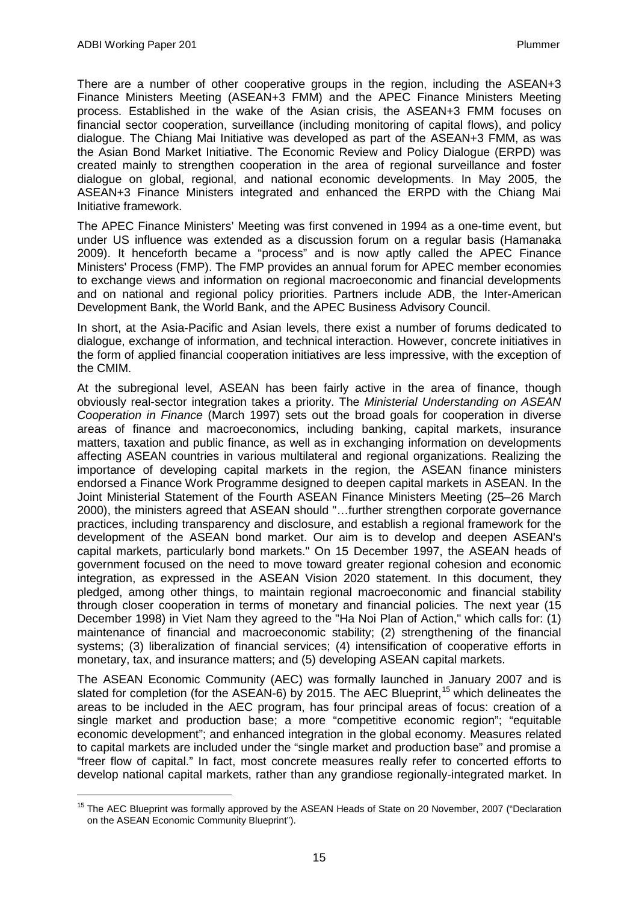There are a number of other cooperative groups in the region, including the ASEAN+3 Finance Ministers Meeting (ASEAN+3 FMM) and the APEC Finance Ministers Meeting process. Established in the wake of the Asian crisis, the ASEAN+3 FMM focuses on financial sector cooperation, surveillance (including monitoring of capital flows), and policy dialogue. The Chiang Mai Initiative was developed as part of the ASEAN+3 FMM, as was the Asian Bond Market Initiative. The Economic Review and Policy Dialogue (ERPD) was created mainly to strengthen cooperation in the area of regional surveillance and foster dialogue on global, regional, and national economic developments. In May 2005, the ASEAN+3 Finance Ministers integrated and enhanced the ERPD with the Chiang Mai Initiative framework.

The APEC Finance Ministers' Meeting was first convened in 1994 as a one-time event, but under US influence was extended as a discussion forum on a regular basis (Hamanaka 2009). It henceforth became a "process" and is now aptly called the APEC Finance Ministers' Process (FMP). The FMP provides an annual forum for APEC member economies to exchange views and information on regional macroeconomic and financial developments and on national and regional policy priorities. Partners include ADB, the Inter-American Development Bank, the World Bank, and the APEC Business Advisory Council.

In short, at the Asia-Pacific and Asian levels, there exist a number of forums dedicated to dialogue, exchange of information, and technical interaction. However, concrete initiatives in the form of applied financial cooperation initiatives are less impressive, with the exception of the CMIM.

At the subregional level, ASEAN has been fairly active in the area of finance, though obviously real-sector integration takes a priority. The *Ministerial Understanding on ASEAN Cooperation in Finance* (March 1997) sets out the broad goals for cooperation in diverse areas of finance and macroeconomics, including banking, capital markets, insurance matters, taxation and public finance, as well as in exchanging information on developments affecting ASEAN countries in various multilateral and regional organizations. Realizing the importance of developing capital markets in the region, the ASEAN finance ministers endorsed a Finance Work Programme designed to deepen capital markets in ASEAN. In the Joint Ministerial Statement of the Fourth ASEAN Finance Ministers Meeting (25–26 March 2000), the ministers agreed that ASEAN should "…further strengthen corporate governance practices, including transparency and disclosure, and establish a regional framework for the development of the ASEAN bond market. Our aim is to develop and deepen ASEAN's capital markets, particularly bond markets." On 15 December 1997, the ASEAN heads of government focused on the need to move toward greater regional cohesion and economic integration, as expressed in the ASEAN Vision 2020 statement. In this document, they pledged, among other things, to maintain regional macroeconomic and financial stability through closer cooperation in terms of monetary and financial policies. The next year (15 December 1998) in Viet Nam they agreed to the "Ha Noi Plan of Action," which calls for: (1) maintenance of financial and macroeconomic stability; (2) strengthening of the financial systems; (3) liberalization of financial services; (4) intensification of cooperative efforts in monetary, tax, and insurance matters; and (5) developing ASEAN capital markets.

The ASEAN Economic Community (AEC) was formally launched in January 2007 and is slated for completion (for the ASEAN-6) by 2015. The AEC Blueprint,[15] which delineates the areas to be included in the AEC program, has four principal areas of focus: creation of a single market and production base; a more "competitive economic region"; "equitable economic development"; and enhanced integration in the global economy. Measures related to capital markets are included under the "single market and production base" and promise a "freer flow of capital." In fact, most concrete measures really refer to concerted efforts to develop national capital markets, rather than any grandiose regionally-integrated market. In

[15] The AEC Blueprint was formally approved by the ASEAN Heads of State on 20 November, 2007 ("Declaration on the ASEAN Economic Community Blueprint").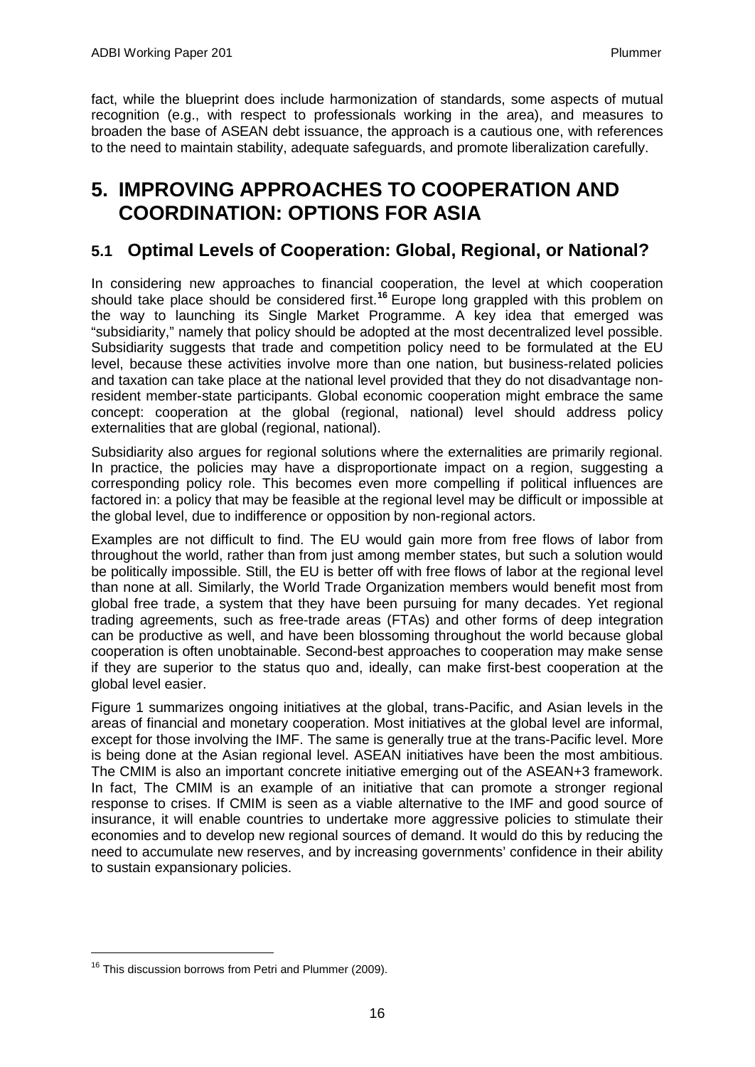fact, while the blueprint does include harmonization of standards, some aspects of mutual recognition (e.g., with respect to professionals working in the area), and measures to broaden the base of ASEAN debt issuance, the approach is a cautious one, with references to the need to maintain stability, adequate safeguards, and promote liberalization carefully.

# 5. IMPROVING APPROACHES TO COOPERATION AND COORDINATION: OPTIONS FOR ASIA

## 5.1 Optimal Levels of Cooperation: Global, Regional, or National?

In considering new approaches to financial cooperation, the level at which cooperation should take place should be considered first.[16] Europe long grappled with this problem on the way to launching its Single Market Programme. A key idea that emerged was "subsidiarity," namely that policy should be adopted at the most decentralized level possible. Subsidiarity suggests that trade and competition policy need to be formulated at the EU level, because these activities involve more than one nation, but business-related policies and taxation can take place at the national level provided that they do not disadvantage non-resident member-state participants. Global economic cooperation might embrace the same concept: cooperation at the global (regional, national) level should address policy externalities that are global (regional, national).

Subsidiarity also argues for regional solutions where the externalities are primarily regional. In practice, the policies may have a disproportionate impact on a region, suggesting a corresponding policy role. This becomes even more compelling if political influences are factored in: a policy that may be feasible at the regional level may be difficult or impossible at the global level, due to indifference or opposition by non-regional actors.

Examples are not difficult to find. The EU would gain more from free flows of labor from throughout the world, rather than from just among member states, but such a solution would be politically impossible. Still, the EU is better off with free flows of labor at the regional level than none at all. Similarly, the World Trade Organization members would benefit most from global free trade, a system that they have been pursuing for many decades. Yet regional trading agreements, such as free-trade areas (FTAs) and other forms of deep integration can be productive as well, and have been blossoming throughout the world because global cooperation is often unobtainable. Second-best approaches to cooperation may make sense if they are superior to the status quo and, ideally, can make first-best cooperation at the global level easier.

Figure 1 summarizes ongoing initiatives at the global, trans-Pacific, and Asian levels in the areas of financial and monetary cooperation. Most initiatives at the global level are informal, except for those involving the IMF. The same is generally true at the trans-Pacific level. More is being done at the Asian regional level. ASEAN initiatives have been the most ambitious. The CMIM is also an important concrete initiative emerging out of the ASEAN+3 framework. In fact, The CMIM is an example of an initiative that can promote a stronger regional response to crises. If CMIM is seen as a viable alternative to the IMF and good source of insurance, it will enable countries to undertake more aggressive policies to stimulate their economies and to develop new regional sources of demand. It would do this by reducing the need to accumulate new reserves, and by increasing governments' confidence in their ability to sustain expansionary policies.

[16] This discussion borrows from Petri and Plummer (2009).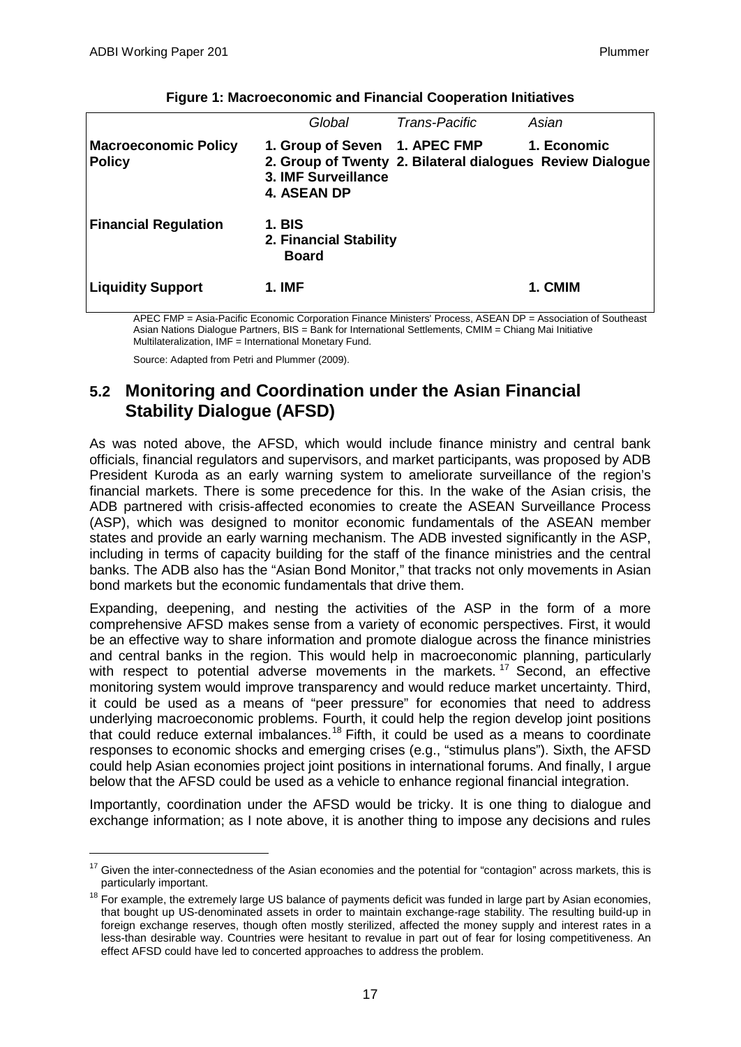**Figure 1: Macroeconomic and Financial Cooperation Initiatives**

| | *Global* | *Trans-Pacific* | *Asian* |
|---|---|---|---|
| **Macroeconomic Policy Policy** | **1. Group of Seven**<br>**2. Group of Twenty**<br>**3. IMF Surveillance**<br>**4. ASEAN DP** | **1. APEC FMP**<br>**2. Bilateral dialogues** | **1. Economic Review Dialogue** |
| **Financial Regulation** | **1. BIS**<br>**2. Financial Stability Board** | | |
| **Liquidity Support** | **1. IMF** | | **1. CMIM** |

APEC FMP = Asia-Pacific Economic Corporation Finance Ministers' Process, ASEAN DP = Association of Southeast Asian Nations Dialogue Partners, BIS = Bank for International Settlements, CMIM = Chiang Mai Initiative Multilateralization, IMF = International Monetary Fund.

Source: Adapted from Petri and Plummer (2009).

## 5.2 Monitoring and Coordination under the Asian Financial Stability Dialogue (AFSD)

As was noted above, the AFSD, which would include finance ministry and central bank officials, financial regulators and supervisors, and market participants, was proposed by ADB President Kuroda as an early warning system to ameliorate surveillance of the region's financial markets. There is some precedence for this. In the wake of the Asian crisis, the ADB partnered with crisis-affected economies to create the ASEAN Surveillance Process (ASP), which was designed to monitor economic fundamentals of the ASEAN member states and provide an early warning mechanism. The ADB invested significantly in the ASP, including in terms of capacity building for the staff of the finance ministries and the central banks. The ADB also has the "Asian Bond Monitor," that tracks not only movements in Asian bond markets but the economic fundamentals that drive them.

Expanding, deepening, and nesting the activities of the ASP in the form of a more comprehensive AFSD makes sense from a variety of economic perspectives. First, it would be an effective way to share information and promote dialogue across the finance ministries and central banks in the region. This would help in macroeconomic planning, particularly with respect to potential adverse movements in the markets.[17] Second, an effective monitoring system would improve transparency and would reduce market uncertainty. Third, it could be used as a means of "peer pressure" for economies that need to address underlying macroeconomic problems. Fourth, it could help the region develop joint positions that could reduce external imbalances.[18] Fifth, it could be used as a means to coordinate responses to economic shocks and emerging crises (e.g., "stimulus plans"). Sixth, the AFSD could help Asian economies project joint positions in international forums. And finally, I argue below that the AFSD could be used as a vehicle to enhance regional financial integration.

Importantly, coordination under the AFSD would be tricky. It is one thing to dialogue and exchange information; as I note above, it is another thing to impose any decisions and rules

[17] Given the inter-connectedness of the Asian economies and the potential for "contagion" across markets, this is particularly important.

[18] For example, the extremely large US balance of payments deficit was funded in large part by Asian economies, that bought up US-denominated assets in order to maintain exchange-rage stability. The resulting build-up in foreign exchange reserves, though often mostly sterilized, affected the money supply and interest rates in a less-than desirable way. Countries were hesitant to revalue in part out of fear for losing competitiveness. An effect AFSD could have led to concerted approaches to address the problem.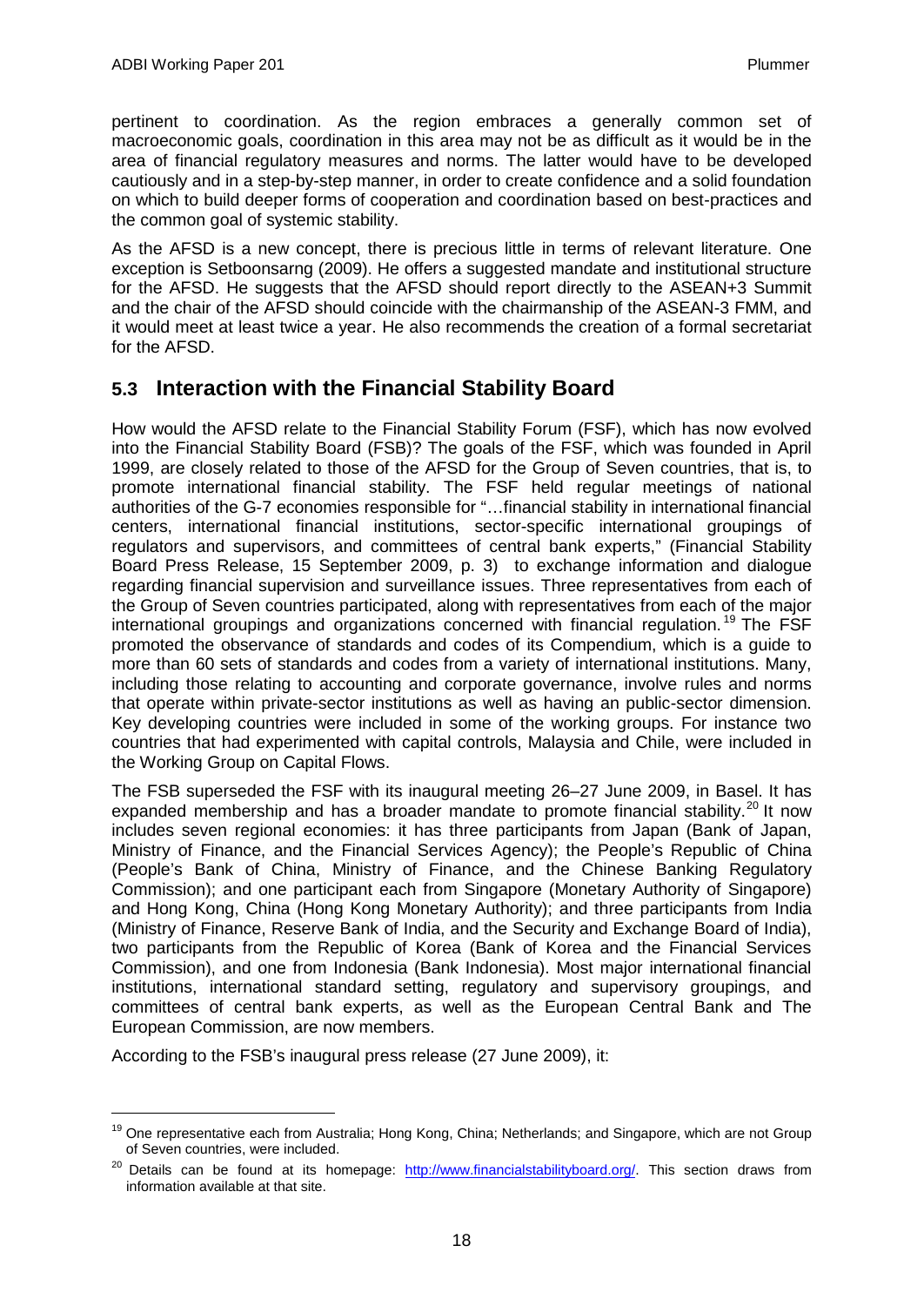pertinent to coordination. As the region embraces a generally common set of macroeconomic goals, coordination in this area may not be as difficult as it would be in the area of financial regulatory measures and norms. The latter would have to be developed cautiously and in a step-by-step manner, in order to create confidence and a solid foundation on which to build deeper forms of cooperation and coordination based on best-practices and the common goal of systemic stability.

As the AFSD is a new concept, there is precious little in terms of relevant literature. One exception is Setboonsarng (2009). He offers a suggested mandate and institutional structure for the AFSD. He suggests that the AFSD should report directly to the ASEAN+3 Summit and the chair of the AFSD should coincide with the chairmanship of the ASEAN-3 FMM, and it would meet at least twice a year. He also recommends the creation of a formal secretariat for the AFSD.

## 5.3 Interaction with the Financial Stability Board

How would the AFSD relate to the Financial Stability Forum (FSF), which has now evolved into the Financial Stability Board (FSB)? The goals of the FSF, which was founded in April 1999, are closely related to those of the AFSD for the Group of Seven countries, that is, to promote international financial stability. The FSF held regular meetings of national authorities of the G-7 economies responsible for "…financial stability in international financial centers, international financial institutions, sector-specific international groupings of regulators and supervisors, and committees of central bank experts," (Financial Stability Board Press Release, 15 September 2009, p. 3) to exchange information and dialogue regarding financial supervision and surveillance issues. Three representatives from each of the Group of Seven countries participated, along with representatives from each of the major international groupings and organizations concerned with financial regulation.[19] The FSF promoted the observance of standards and codes of its Compendium, which is a guide to more than 60 sets of standards and codes from a variety of international institutions. Many, including those relating to accounting and corporate governance, involve rules and norms that operate within private-sector institutions as well as having an public-sector dimension. Key developing countries were included in some of the working groups. For instance two countries that had experimented with capital controls, Malaysia and Chile, were included in the Working Group on Capital Flows.

The FSB superseded the FSF with its inaugural meeting 26–27 June 2009, in Basel. It has expanded membership and has a broader mandate to promote financial stability.[20] It now includes seven regional economies: it has three participants from Japan (Bank of Japan, Ministry of Finance, and the Financial Services Agency); the People's Republic of China (People's Bank of China, Ministry of Finance, and the Chinese Banking Regulatory Commission); and one participant each from Singapore (Monetary Authority of Singapore) and Hong Kong, China (Hong Kong Monetary Authority); and three participants from India (Ministry of Finance, Reserve Bank of India, and the Security and Exchange Board of India), two participants from the Republic of Korea (Bank of Korea and the Financial Services Commission), and one from Indonesia (Bank Indonesia). Most major international financial institutions, international standard setting, regulatory and supervisory groupings, and committees of central bank experts, as well as the European Central Bank and The European Commission, are now members.

According to the FSB's inaugural press release (27 June 2009), it:

---

[19] One representative each from Australia; Hong Kong, China; Netherlands; and Singapore, which are not Group of Seven countries, were included.

[20] Details can be found at its homepage: http://www.financialstabilityboard.org/. This section draws from information available at that site.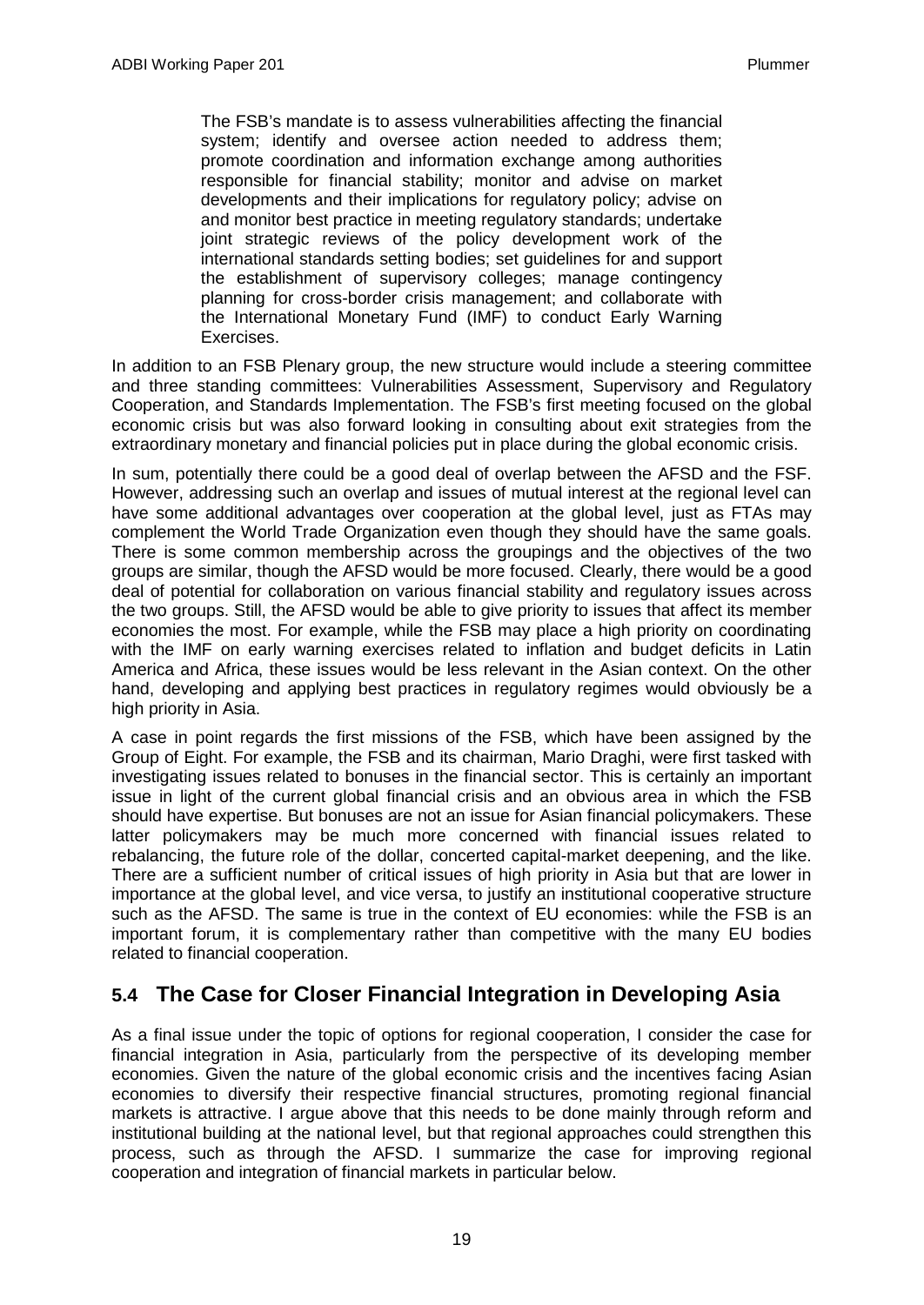> The FSB's mandate is to assess vulnerabilities affecting the financial system; identify and oversee action needed to address them; promote coordination and information exchange among authorities responsible for financial stability; monitor and advise on market developments and their implications for regulatory policy; advise on and monitor best practice in meeting regulatory standards; undertake joint strategic reviews of the policy development work of the international standards setting bodies; set guidelines for and support the establishment of supervisory colleges; manage contingency planning for cross-border crisis management; and collaborate with the International Monetary Fund (IMF) to conduct Early Warning Exercises.

In addition to an FSB Plenary group, the new structure would include a steering committee and three standing committees: Vulnerabilities Assessment, Supervisory and Regulatory Cooperation, and Standards Implementation. The FSB's first meeting focused on the global economic crisis but was also forward looking in consulting about exit strategies from the extraordinary monetary and financial policies put in place during the global economic crisis.

In sum, potentially there could be a good deal of overlap between the AFSD and the FSF. However, addressing such an overlap and issues of mutual interest at the regional level can have some additional advantages over cooperation at the global level, just as FTAs may complement the World Trade Organization even though they should have the same goals. There is some common membership across the groupings and the objectives of the two groups are similar, though the AFSD would be more focused. Clearly, there would be a good deal of potential for collaboration on various financial stability and regulatory issues across the two groups. Still, the AFSD would be able to give priority to issues that affect its member economies the most. For example, while the FSB may place a high priority on coordinating with the IMF on early warning exercises related to inflation and budget deficits in Latin America and Africa, these issues would be less relevant in the Asian context. On the other hand, developing and applying best practices in regulatory regimes would obviously be a high priority in Asia.

A case in point regards the first missions of the FSB, which have been assigned by the Group of Eight. For example, the FSB and its chairman, Mario Draghi, were first tasked with investigating issues related to bonuses in the financial sector. This is certainly an important issue in light of the current global financial crisis and an obvious area in which the FSB should have expertise. But bonuses are not an issue for Asian financial policymakers. These latter policymakers may be much more concerned with financial issues related to rebalancing, the future role of the dollar, concerted capital-market deepening, and the like. There are a sufficient number of critical issues of high priority in Asia but that are lower in importance at the global level, and vice versa, to justify an institutional cooperative structure such as the AFSD. The same is true in the context of EU economies: while the FSB is an important forum, it is complementary rather than competitive with the many EU bodies related to financial cooperation.

## 5.4 The Case for Closer Financial Integration in Developing Asia

As a final issue under the topic of options for regional cooperation, I consider the case for financial integration in Asia, particularly from the perspective of its developing member economies. Given the nature of the global economic crisis and the incentives facing Asian economies to diversify their respective financial structures, promoting regional financial markets is attractive. I argue above that this needs to be done mainly through reform and institutional building at the national level, but that regional approaches could strengthen this process, such as through the AFSD. I summarize the case for improving regional cooperation and integration of financial markets in particular below.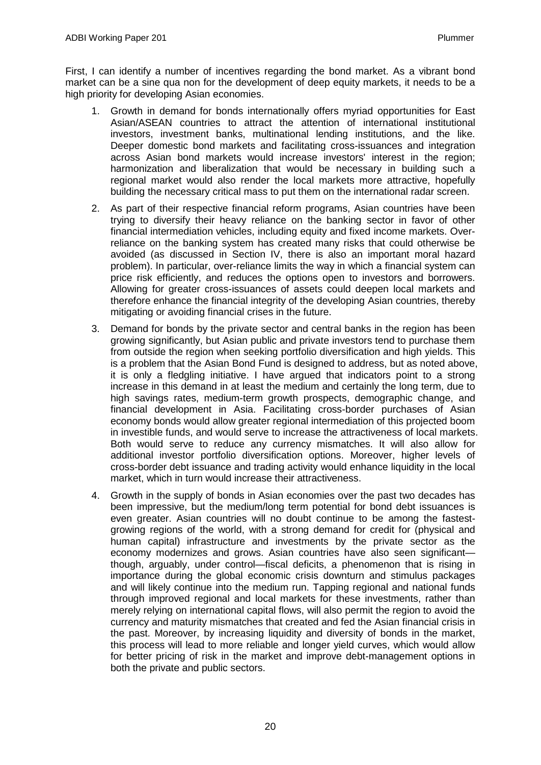First, I can identify a number of incentives regarding the bond market. As a vibrant bond market can be a sine qua non for the development of deep equity markets, it needs to be a high priority for developing Asian economies.

1. Growth in demand for bonds internationally offers myriad opportunities for East Asian/ASEAN countries to attract the attention of international institutional investors, investment banks, multinational lending institutions, and the like. Deeper domestic bond markets and facilitating cross-issuances and integration across Asian bond markets would increase investors' interest in the region; harmonization and liberalization that would be necessary in building such a regional market would also render the local markets more attractive, hopefully building the necessary critical mass to put them on the international radar screen.

2. As part of their respective financial reform programs, Asian countries have been trying to diversify their heavy reliance on the banking sector in favor of other financial intermediation vehicles, including equity and fixed income markets. Over-reliance on the banking system has created many risks that could otherwise be avoided (as discussed in Section IV, there is also an important moral hazard problem). In particular, over-reliance limits the way in which a financial system can price risk efficiently, and reduces the options open to investors and borrowers. Allowing for greater cross-issuances of assets could deepen local markets and therefore enhance the financial integrity of the developing Asian countries, thereby mitigating or avoiding financial crises in the future.

3. Demand for bonds by the private sector and central banks in the region has been growing significantly, but Asian public and private investors tend to purchase them from outside the region when seeking portfolio diversification and high yields. This is a problem that the Asian Bond Fund is designed to address, but as noted above, it is only a fledgling initiative. I have argued that indicators point to a strong increase in this demand in at least the medium and certainly the long term, due to high savings rates, medium-term growth prospects, demographic change, and financial development in Asia. Facilitating cross-border purchases of Asian economy bonds would allow greater regional intermediation of this projected boom in investible funds, and would serve to increase the attractiveness of local markets. Both would serve to reduce any currency mismatches. It will also allow for additional investor portfolio diversification options. Moreover, higher levels of cross-border debt issuance and trading activity would enhance liquidity in the local market, which in turn would increase their attractiveness.

4. Growth in the supply of bonds in Asian economies over the past two decades has been impressive, but the medium/long term potential for bond debt issuances is even greater. Asian countries will no doubt continue to be among the fastest-growing regions of the world, with a strong demand for credit for (physical and human capital) infrastructure and investments by the private sector as the economy modernizes and grows. Asian countries have also seen significant—though, arguably, under control—fiscal deficits, a phenomenon that is rising in importance during the global economic crisis downturn and stimulus packages and will likely continue into the medium run. Tapping regional and national funds through improved regional and local markets for these investments, rather than merely relying on international capital flows, will also permit the region to avoid the currency and maturity mismatches that created and fed the Asian financial crisis in the past. Moreover, by increasing liquidity and diversity of bonds in the market, this process will lead to more reliable and longer yield curves, which would allow for better pricing of risk in the market and improve debt-management options in both the private and public sectors.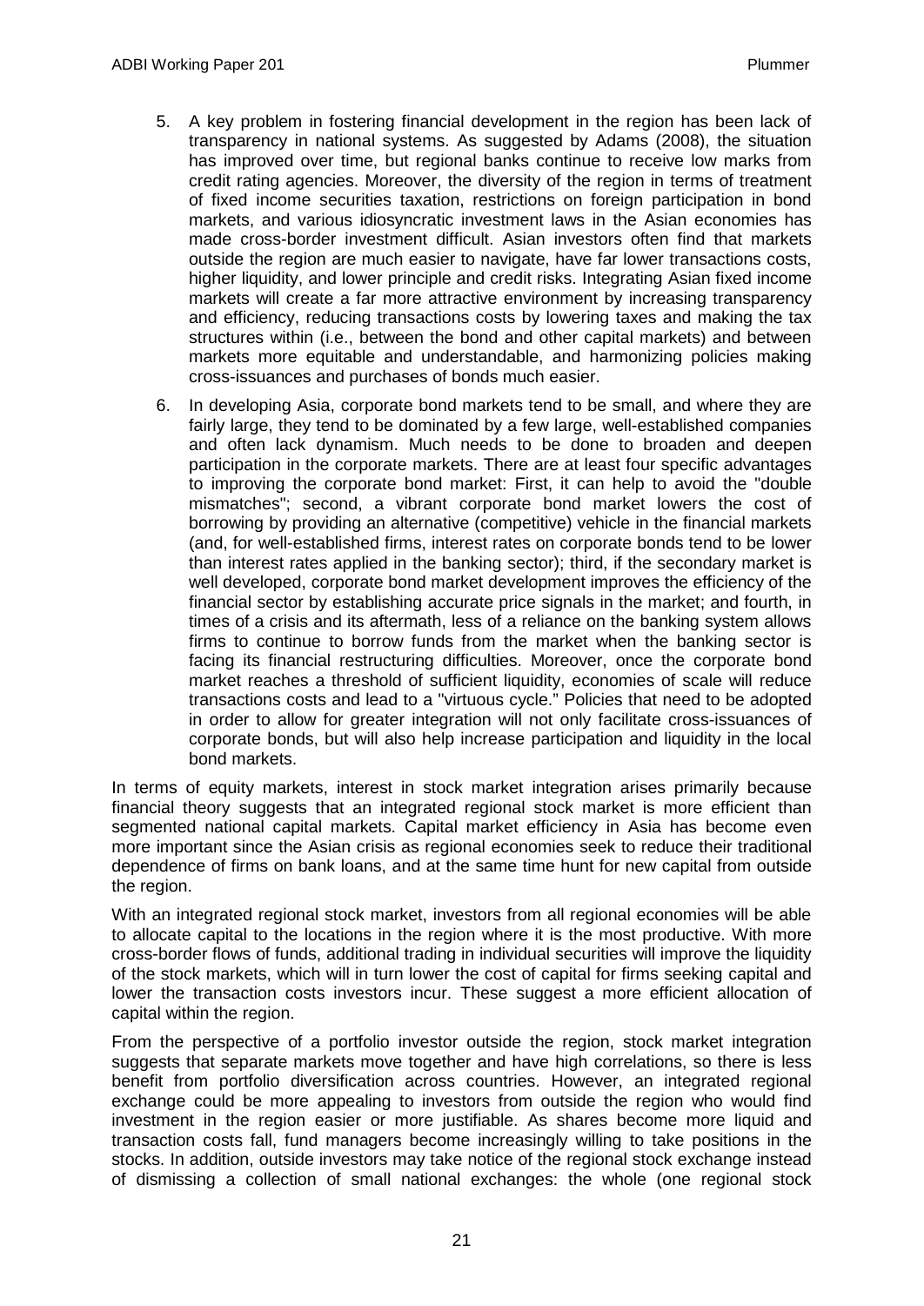5. A key problem in fostering financial development in the region has been lack of transparency in national systems. As suggested by Adams (2008), the situation has improved over time, but regional banks continue to receive low marks from credit rating agencies. Moreover, the diversity of the region in terms of treatment of fixed income securities taxation, restrictions on foreign participation in bond markets, and various idiosyncratic investment laws in the Asian economies has made cross-border investment difficult. Asian investors often find that markets outside the region are much easier to navigate, have far lower transactions costs, higher liquidity, and lower principle and credit risks. Integrating Asian fixed income markets will create a far more attractive environment by increasing transparency and efficiency, reducing transactions costs by lowering taxes and making the tax structures within (i.e., between the bond and other capital markets) and between markets more equitable and understandable, and harmonizing policies making cross-issuances and purchases of bonds much easier.

6. In developing Asia, corporate bond markets tend to be small, and where they are fairly large, they tend to be dominated by a few large, well-established companies and often lack dynamism. Much needs to be done to broaden and deepen participation in the corporate markets. There are at least four specific advantages to improving the corporate bond market: First, it can help to avoid the "double mismatches"; second, a vibrant corporate bond market lowers the cost of borrowing by providing an alternative (competitive) vehicle in the financial markets (and, for well-established firms, interest rates on corporate bonds tend to be lower than interest rates applied in the banking sector); third, if the secondary market is well developed, corporate bond market development improves the efficiency of the financial sector by establishing accurate price signals in the market; and fourth, in times of a crisis and its aftermath, less of a reliance on the banking system allows firms to continue to borrow funds from the market when the banking sector is facing its financial restructuring difficulties. Moreover, once the corporate bond market reaches a threshold of sufficient liquidity, economies of scale will reduce transactions costs and lead to a "virtuous cycle." Policies that need to be adopted in order to allow for greater integration will not only facilitate cross-issuances of corporate bonds, but will also help increase participation and liquidity in the local bond markets.

In terms of equity markets, interest in stock market integration arises primarily because financial theory suggests that an integrated regional stock market is more efficient than segmented national capital markets. Capital market efficiency in Asia has become even more important since the Asian crisis as regional economies seek to reduce their traditional dependence of firms on bank loans, and at the same time hunt for new capital from outside the region.

With an integrated regional stock market, investors from all regional economies will be able to allocate capital to the locations in the region where it is the most productive. With more cross-border flows of funds, additional trading in individual securities will improve the liquidity of the stock markets, which will in turn lower the cost of capital for firms seeking capital and lower the transaction costs investors incur. These suggest a more efficient allocation of capital within the region.

From the perspective of a portfolio investor outside the region, stock market integration suggests that separate markets move together and have high correlations, so there is less benefit from portfolio diversification across countries. However, an integrated regional exchange could be more appealing to investors from outside the region who would find investment in the region easier or more justifiable. As shares become more liquid and transaction costs fall, fund managers become increasingly willing to take positions in the stocks. In addition, outside investors may take notice of the regional stock exchange instead of dismissing a collection of small national exchanges: the whole (one regional stock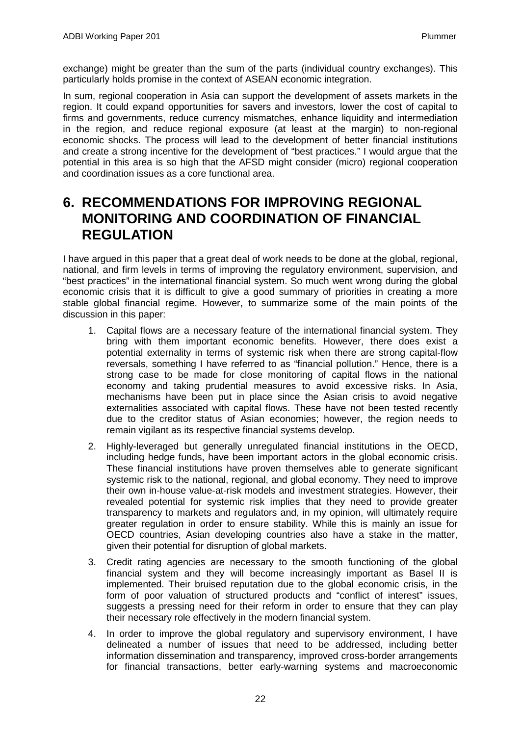exchange) might be greater than the sum of the parts (individual country exchanges). This particularly holds promise in the context of ASEAN economic integration.

In sum, regional cooperation in Asia can support the development of assets markets in the region. It could expand opportunities for savers and investors, lower the cost of capital to firms and governments, reduce currency mismatches, enhance liquidity and intermediation in the region, and reduce regional exposure (at least at the margin) to non-regional economic shocks. The process will lead to the development of better financial institutions and create a strong incentive for the development of "best practices." I would argue that the potential in this area is so high that the AFSD might consider (micro) regional cooperation and coordination issues as a core functional area.

# 6. RECOMMENDATIONS FOR IMPROVING REGIONAL MONITORING AND COORDINATION OF FINANCIAL REGULATION

I have argued in this paper that a great deal of work needs to be done at the global, regional, national, and firm levels in terms of improving the regulatory environment, supervision, and "best practices" in the international financial system. So much went wrong during the global economic crisis that it is difficult to give a good summary of priorities in creating a more stable global financial regime. However, to summarize some of the main points of the discussion in this paper:

1. Capital flows are a necessary feature of the international financial system. They bring with them important economic benefits. However, there does exist a potential externality in terms of systemic risk when there are strong capital-flow reversals, something I have referred to as "financial pollution." Hence, there is a strong case to be made for close monitoring of capital flows in the national economy and taking prudential measures to avoid excessive risks. In Asia, mechanisms have been put in place since the Asian crisis to avoid negative externalities associated with capital flows. These have not been tested recently due to the creditor status of Asian economies; however, the region needs to remain vigilant as its respective financial systems develop.
2. Highly-leveraged but generally unregulated financial institutions in the OECD, including hedge funds, have been important actors in the global economic crisis. These financial institutions have proven themselves able to generate significant systemic risk to the national, regional, and global economy. They need to improve their own in-house value-at-risk models and investment strategies. However, their revealed potential for systemic risk implies that they need to provide greater transparency to markets and regulators and, in my opinion, will ultimately require greater regulation in order to ensure stability. While this is mainly an issue for OECD countries, Asian developing countries also have a stake in the matter, given their potential for disruption of global markets.
3. Credit rating agencies are necessary to the smooth functioning of the global financial system and they will become increasingly important as Basel II is implemented. Their bruised reputation due to the global economic crisis, in the form of poor valuation of structured products and "conflict of interest" issues, suggests a pressing need for their reform in order to ensure that they can play their necessary role effectively in the modern financial system.
4. In order to improve the global regulatory and supervisory environment, I have delineated a number of issues that need to be addressed, including better information dissemination and transparency, improved cross-border arrangements for financial transactions, better early-warning systems and macroeconomic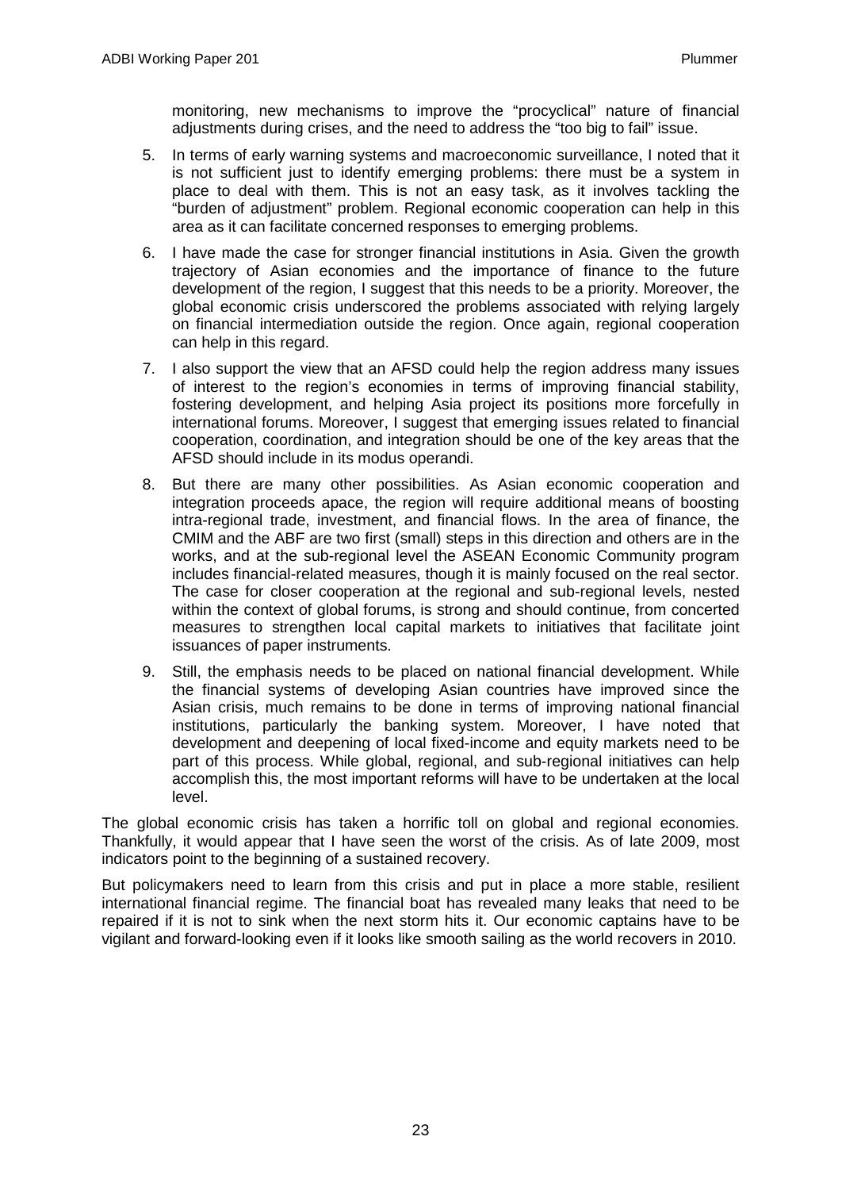monitoring, new mechanisms to improve the "procyclical" nature of financial adjustments during crises, and the need to address the "too big to fail" issue.

5. In terms of early warning systems and macroeconomic surveillance, I noted that it is not sufficient just to identify emerging problems: there must be a system in place to deal with them. This is not an easy task, as it involves tackling the "burden of adjustment" problem. Regional economic cooperation can help in this area as it can facilitate concerned responses to emerging problems.

6. I have made the case for stronger financial institutions in Asia. Given the growth trajectory of Asian economies and the importance of finance to the future development of the region, I suggest that this needs to be a priority. Moreover, the global economic crisis underscored the problems associated with relying largely on financial intermediation outside the region. Once again, regional cooperation can help in this regard.

7. I also support the view that an AFSD could help the region address many issues of interest to the region's economies in terms of improving financial stability, fostering development, and helping Asia project its positions more forcefully in international forums. Moreover, I suggest that emerging issues related to financial cooperation, coordination, and integration should be one of the key areas that the AFSD should include in its modus operandi.

8. But there are many other possibilities. As Asian economic cooperation and integration proceeds apace, the region will require additional means of boosting intra-regional trade, investment, and financial flows. In the area of finance, the CMIM and the ABF are two first (small) steps in this direction and others are in the works, and at the sub-regional level the ASEAN Economic Community program includes financial-related measures, though it is mainly focused on the real sector. The case for closer cooperation at the regional and sub-regional levels, nested within the context of global forums, is strong and should continue, from concerted measures to strengthen local capital markets to initiatives that facilitate joint issuances of paper instruments.

9. Still, the emphasis needs to be placed on national financial development. While the financial systems of developing Asian countries have improved since the Asian crisis, much remains to be done in terms of improving national financial institutions, particularly the banking system. Moreover, I have noted that development and deepening of local fixed-income and equity markets need to be part of this process. While global, regional, and sub-regional initiatives can help accomplish this, the most important reforms will have to be undertaken at the local level.

The global economic crisis has taken a horrific toll on global and regional economies. Thankfully, it would appear that I have seen the worst of the crisis. As of late 2009, most indicators point to the beginning of a sustained recovery.

But policymakers need to learn from this crisis and put in place a more stable, resilient international financial regime. The financial boat has revealed many leaks that need to be repaired if it is not to sink when the next storm hits it. Our economic captains have to be vigilant and forward-looking even if it looks like smooth sailing as the world recovers in 2010.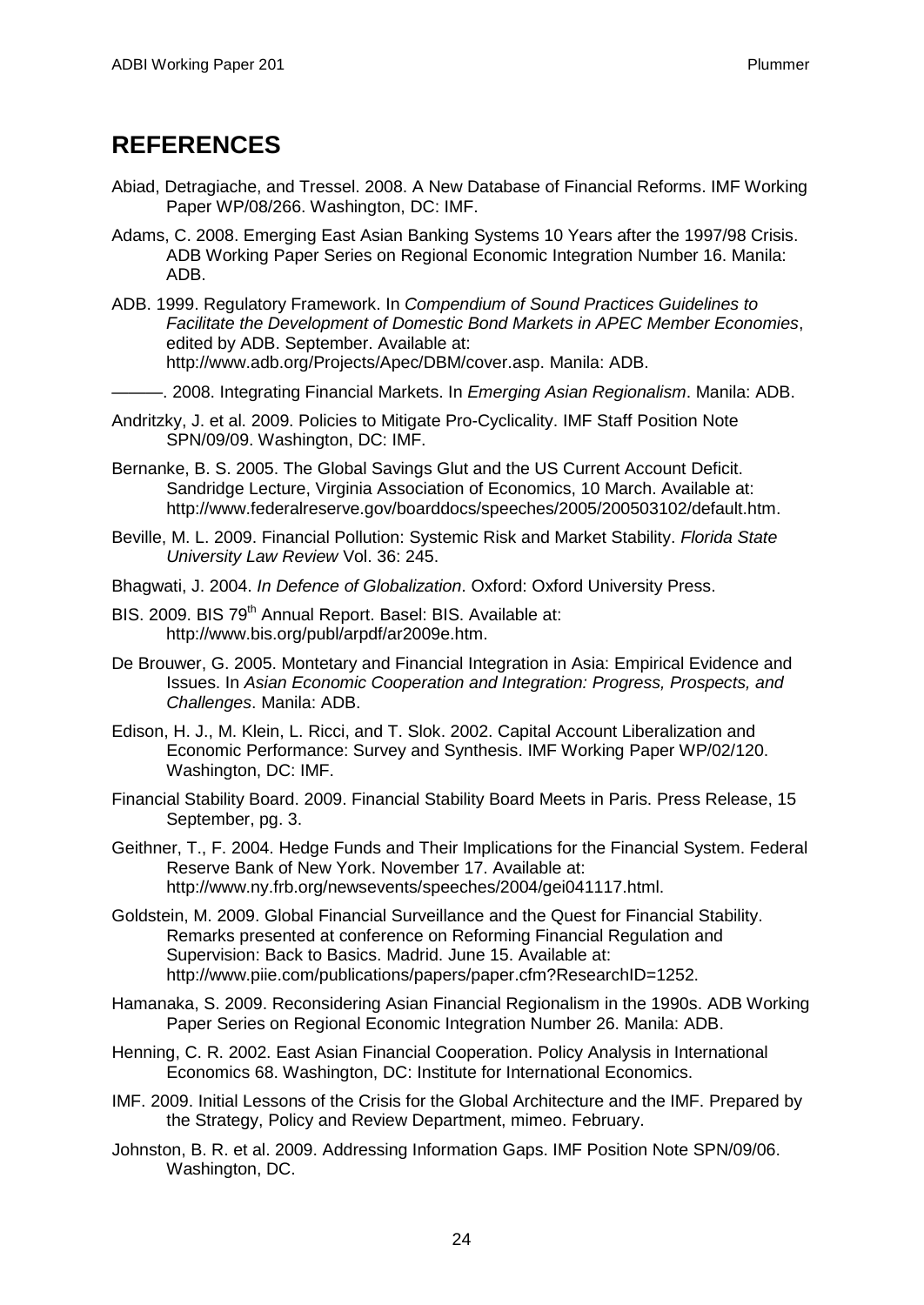# REFERENCES

Abiad, Detragiache, and Tressel. 2008. A New Database of Financial Reforms. IMF Working Paper WP/08/266. Washington, DC: IMF.

Adams, C. 2008. Emerging East Asian Banking Systems 10 Years after the 1997/98 Crisis. ADB Working Paper Series on Regional Economic Integration Number 16. Manila: ADB.

ADB. 1999. Regulatory Framework. In *Compendium of Sound Practices Guidelines to Facilitate the Development of Domestic Bond Markets in APEC Member Economies*, edited by ADB. September. Available at: http://www.adb.org/Projects/Apec/DBM/cover.asp. Manila: ADB.

———. 2008. Integrating Financial Markets. In *Emerging Asian Regionalism*. Manila: ADB.

Andritzky, J. et al. 2009. Policies to Mitigate Pro-Cyclicality. IMF Staff Position Note SPN/09/09. Washington, DC: IMF.

Bernanke, B. S. 2005. The Global Savings Glut and the US Current Account Deficit. Sandridge Lecture, Virginia Association of Economics, 10 March. Available at: http://www.federalreserve.gov/boarddocs/speeches/2005/200503102/default.htm.

Beville, M. L. 2009. Financial Pollution: Systemic Risk and Market Stability. *Florida State University Law Review* Vol. 36: 245.

Bhagwati, J. 2004. *In Defence of Globalization*. Oxford: Oxford University Press.

BIS. 2009. BIS 79th Annual Report. Basel: BIS. Available at: http://www.bis.org/publ/arpdf/ar2009e.htm.

De Brouwer, G. 2005. Montetary and Financial Integration in Asia: Empirical Evidence and Issues. In *Asian Economic Cooperation and Integration: Progress, Prospects, and Challenges*. Manila: ADB.

Edison, H. J., M. Klein, L. Ricci, and T. Slok. 2002. Capital Account Liberalization and Economic Performance: Survey and Synthesis. IMF Working Paper WP/02/120. Washington, DC: IMF.

Financial Stability Board. 2009. Financial Stability Board Meets in Paris. Press Release, 15 September, pg. 3.

Geithner, T., F. 2004. Hedge Funds and Their Implications for the Financial System. Federal Reserve Bank of New York. November 17. Available at: http://www.ny.frb.org/newsevents/speeches/2004/gei041117.html.

Goldstein, M. 2009. Global Financial Surveillance and the Quest for Financial Stability. Remarks presented at conference on Reforming Financial Regulation and Supervision: Back to Basics. Madrid. June 15. Available at: http://www.piie.com/publications/papers/paper.cfm?ResearchID=1252.

Hamanaka, S. 2009. Reconsidering Asian Financial Regionalism in the 1990s. ADB Working Paper Series on Regional Economic Integration Number 26. Manila: ADB.

Henning, C. R. 2002. East Asian Financial Cooperation. Policy Analysis in International Economics 68. Washington, DC: Institute for International Economics.

IMF. 2009. Initial Lessons of the Crisis for the Global Architecture and the IMF. Prepared by the Strategy, Policy and Review Department, mimeo. February.

Johnston, B. R. et al. 2009. Addressing Information Gaps. IMF Position Note SPN/09/06. Washington, DC.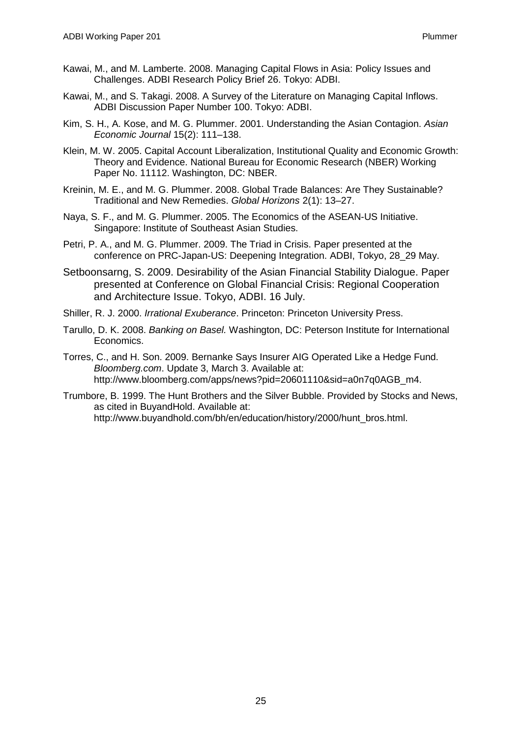Kawai, M., and M. Lamberte. 2008. Managing Capital Flows in Asia: Policy Issues and Challenges. ADBI Research Policy Brief 26. Tokyo: ADBI.

Kawai, M., and S. Takagi. 2008. A Survey of the Literature on Managing Capital Inflows. ADBI Discussion Paper Number 100. Tokyo: ADBI.

Kim, S. H., A. Kose, and M. G. Plummer. 2001. Understanding the Asian Contagion. *Asian Economic Journal* 15(2): 111–138.

Klein, M. W. 2005. Capital Account Liberalization, Institutional Quality and Economic Growth: Theory and Evidence. National Bureau for Economic Research (NBER) Working Paper No. 11112. Washington, DC: NBER.

Kreinin, M. E., and M. G. Plummer. 2008. Global Trade Balances: Are They Sustainable? Traditional and New Remedies. *Global Horizons* 2(1): 13–27.

Naya, S. F., and M. G. Plummer. 2005. The Economics of the ASEAN-US Initiative. Singapore: Institute of Southeast Asian Studies.

Petri, P. A., and M. G. Plummer. 2009. The Triad in Crisis. Paper presented at the conference on PRC-Japan-US: Deepening Integration. ADBI, Tokyo, 28_29 May.

Setboonsarng, S. 2009. Desirability of the Asian Financial Stability Dialogue. Paper presented at Conference on Global Financial Crisis: Regional Cooperation and Architecture Issue. Tokyo, ADBI. 16 July.

Shiller, R. J. 2000. *Irrational Exuberance*. Princeton: Princeton University Press.

Tarullo, D. K. 2008. *Banking on Basel.* Washington, DC: Peterson Institute for International Economics.

Torres, C., and H. Son. 2009. Bernanke Says Insurer AIG Operated Like a Hedge Fund. *Bloomberg.com*. Update 3, March 3. Available at: http://www.bloomberg.com/apps/news?pid=20601110&sid=a0n7q0AGB_m4.

Trumbore, B. 1999. The Hunt Brothers and the Silver Bubble. Provided by Stocks and News, as cited in BuyandHold. Available at: http://www.buyandhold.com/bh/en/education/history/2000/hunt_bros.html.